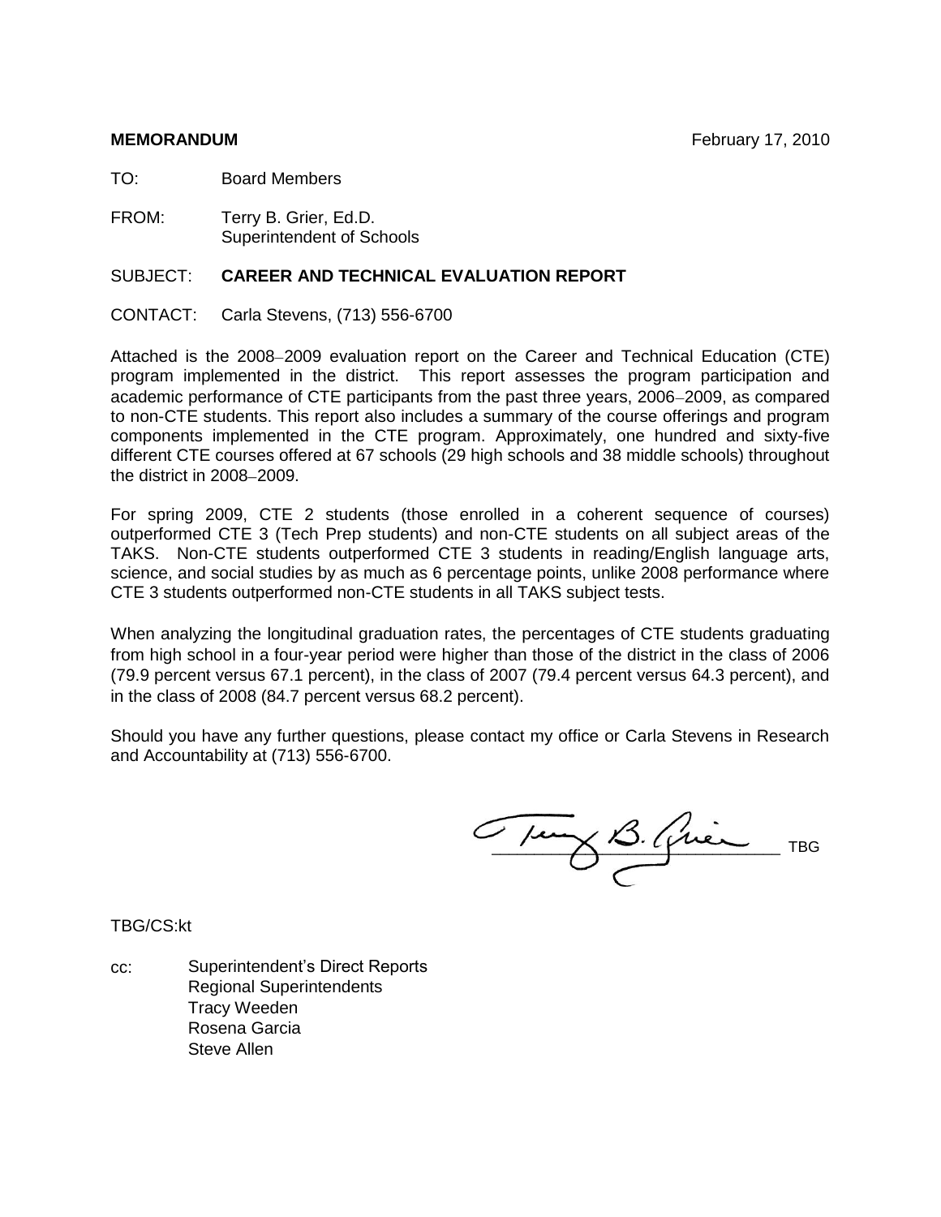**MEMORANDUM** February 17, 2010

TO: Board Members

FROM: Terry B. Grier, Ed.D.
Superintendent of Schools

SUBJECT: **CAREER AND TECHNICAL EVALUATION REPORT**

CONTACT: Carla Stevens, (713) 556-6700

Attached is the 2008–2009 evaluation report on the Career and Technical Education (CTE) program implemented in the district. This report assesses the program participation and academic performance of CTE participants from the past three years, 2006–2009, as compared to non-CTE students. This report also includes a summary of the course offerings and program components implemented in the CTE program. Approximately, one hundred and sixty-five different CTE courses offered at 67 schools (29 high schools and 38 middle schools) throughout the district in 2008–2009.

For spring 2009, CTE 2 students (those enrolled in a coherent sequence of courses) outperformed CTE 3 (Tech Prep students) and non-CTE students on all subject areas of the TAKS. Non-CTE students outperformed CTE 3 students in reading/English language arts, science, and social studies by as much as 6 percentage points, unlike 2008 performance where CTE 3 students outperformed non-CTE students in all TAKS subject tests.

When analyzing the longitudinal graduation rates, the percentages of CTE students graduating from high school in a four-year period were higher than those of the district in the class of 2006 (79.9 percent versus 67.1 percent), in the class of 2007 (79.4 percent versus 64.3 percent), and in the class of 2008 (84.7 percent versus 68.2 percent).

Should you have any further questions, please contact my office or Carla Stevens in Research and Accountability at (713) 556-6700.

Terry B. Grier TBG

TBG/CS:kt

cc: Superintendent's Direct Reports
Regional Superintendents
Tracy Weeden
Rosena Garcia
Steve Allen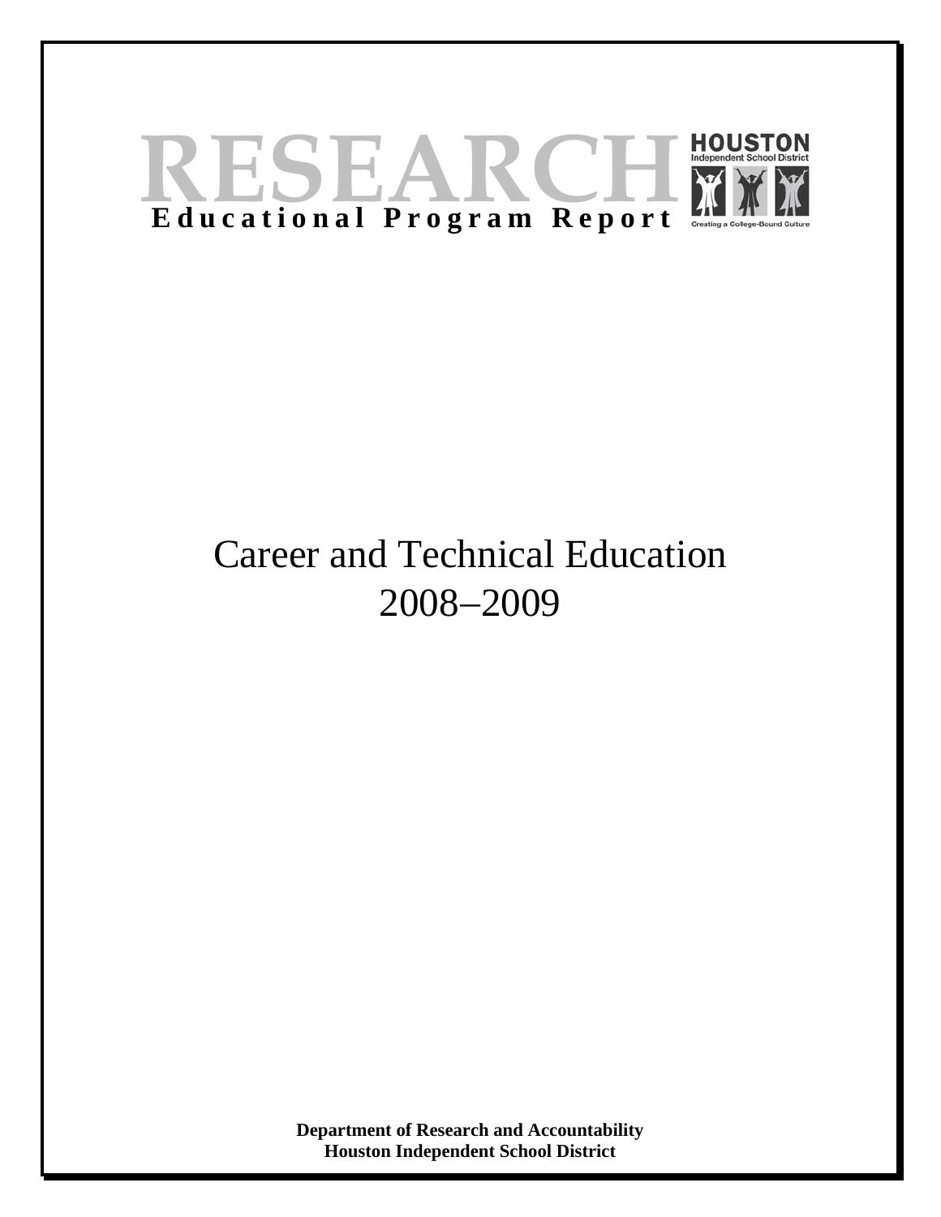# RESEARCH

**Educational Program Report**

HOUSTON Independent School District

Creating a College-Bound Culture

# Career and Technical Education 2008–2009

**Department of Research and Accountability**
**Houston Independent School District**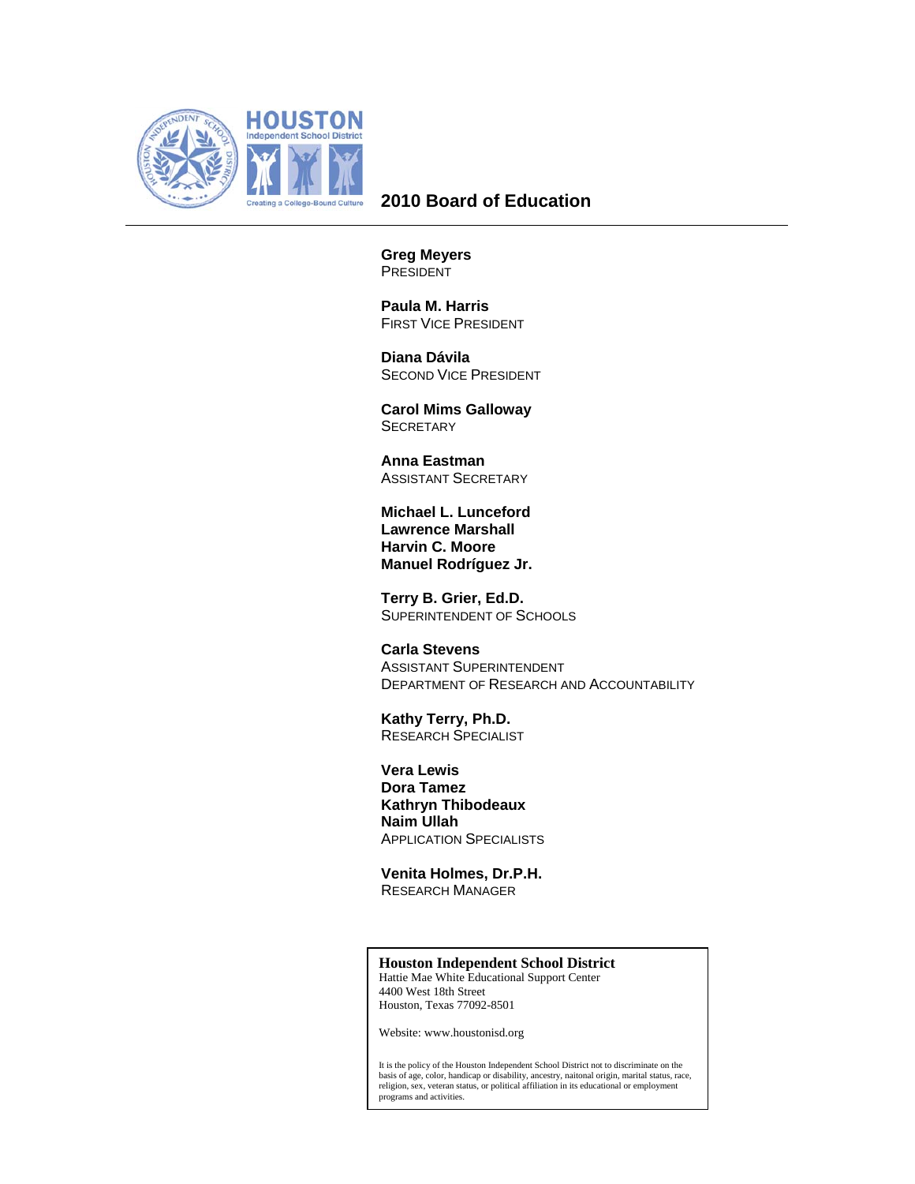# 2010 Board of Education

**Greg Meyers**
PRESIDENT

**Paula M. Harris**
FIRST VICE PRESIDENT

**Diana Dávila**
SECOND VICE PRESIDENT

**Carol Mims Galloway**
SECRETARY

**Anna Eastman**
ASSISTANT SECRETARY

**Michael L. Lunceford**
**Lawrence Marshall**
**Harvin C. Moore**
**Manuel Rodríguez Jr.**

**Terry B. Grier, Ed.D.**
SUPERINTENDENT OF SCHOOLS

**Carla Stevens**
ASSISTANT SUPERINTENDENT
DEPARTMENT OF RESEARCH AND ACCOUNTABILITY

**Kathy Terry, Ph.D.**
RESEARCH SPECIALIST

**Vera Lewis**
**Dora Tamez**
**Kathryn Thibodeaux**
**Naim Ullah**
APPLICATION SPECIALISTS

**Venita Holmes, Dr.P.H.**
RESEARCH MANAGER

**Houston Independent School District**
Hattie Mae White Educational Support Center
4400 West 18th Street
Houston, Texas 77092-8501

Website: www.houstonisd.org

It is the policy of the Houston Independent School District not to discriminate on the basis of age, color, handicap or disability, ancestry, naitonal origin, marital status, race, religion, sex, veteran status, or political affiliation in its educational or employment programs and activities.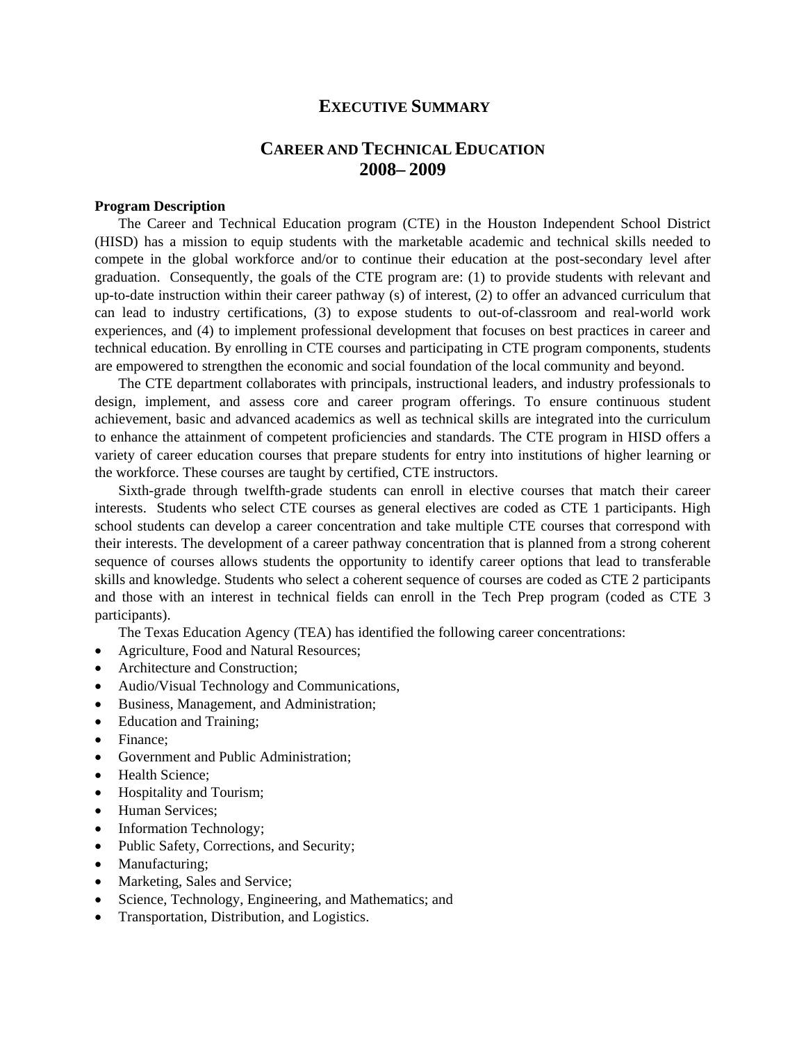# EXECUTIVE SUMMARY

## CAREER AND TECHNICAL EDUCATION 2008– 2009

**Program Description**

The Career and Technical Education program (CTE) in the Houston Independent School District (HISD) has a mission to equip students with the marketable academic and technical skills needed to compete in the global workforce and/or to continue their education at the post-secondary level after graduation. Consequently, the goals of the CTE program are: (1) to provide students with relevant and up-to-date instruction within their career pathway (s) of interest, (2) to offer an advanced curriculum that can lead to industry certifications, (3) to expose students to out-of-classroom and real-world work experiences, and (4) to implement professional development that focuses on best practices in career and technical education. By enrolling in CTE courses and participating in CTE program components, students are empowered to strengthen the economic and social foundation of the local community and beyond.

The CTE department collaborates with principals, instructional leaders, and industry professionals to design, implement, and assess core and career program offerings. To ensure continuous student achievement, basic and advanced academics as well as technical skills are integrated into the curriculum to enhance the attainment of competent proficiencies and standards. The CTE program in HISD offers a variety of career education courses that prepare students for entry into institutions of higher learning or the workforce. These courses are taught by certified, CTE instructors.

Sixth-grade through twelfth-grade students can enroll in elective courses that match their career interests. Students who select CTE courses as general electives are coded as CTE 1 participants. High school students can develop a career concentration and take multiple CTE courses that correspond with their interests. The development of a career pathway concentration that is planned from a strong coherent sequence of courses allows students the opportunity to identify career options that lead to transferable skills and knowledge. Students who select a coherent sequence of courses are coded as CTE 2 participants and those with an interest in technical fields can enroll in the Tech Prep program (coded as CTE 3 participants).

The Texas Education Agency (TEA) has identified the following career concentrations:

- Agriculture, Food and Natural Resources;
- Architecture and Construction;
- Audio/Visual Technology and Communications,
- Business, Management, and Administration;
- Education and Training;
- Finance;
- Government and Public Administration;
- Health Science;
- Hospitality and Tourism;
- Human Services;
- Information Technology;
- Public Safety, Corrections, and Security;
- Manufacturing;
- Marketing, Sales and Service;
- Science, Technology, Engineering, and Mathematics; and
- Transportation, Distribution, and Logistics.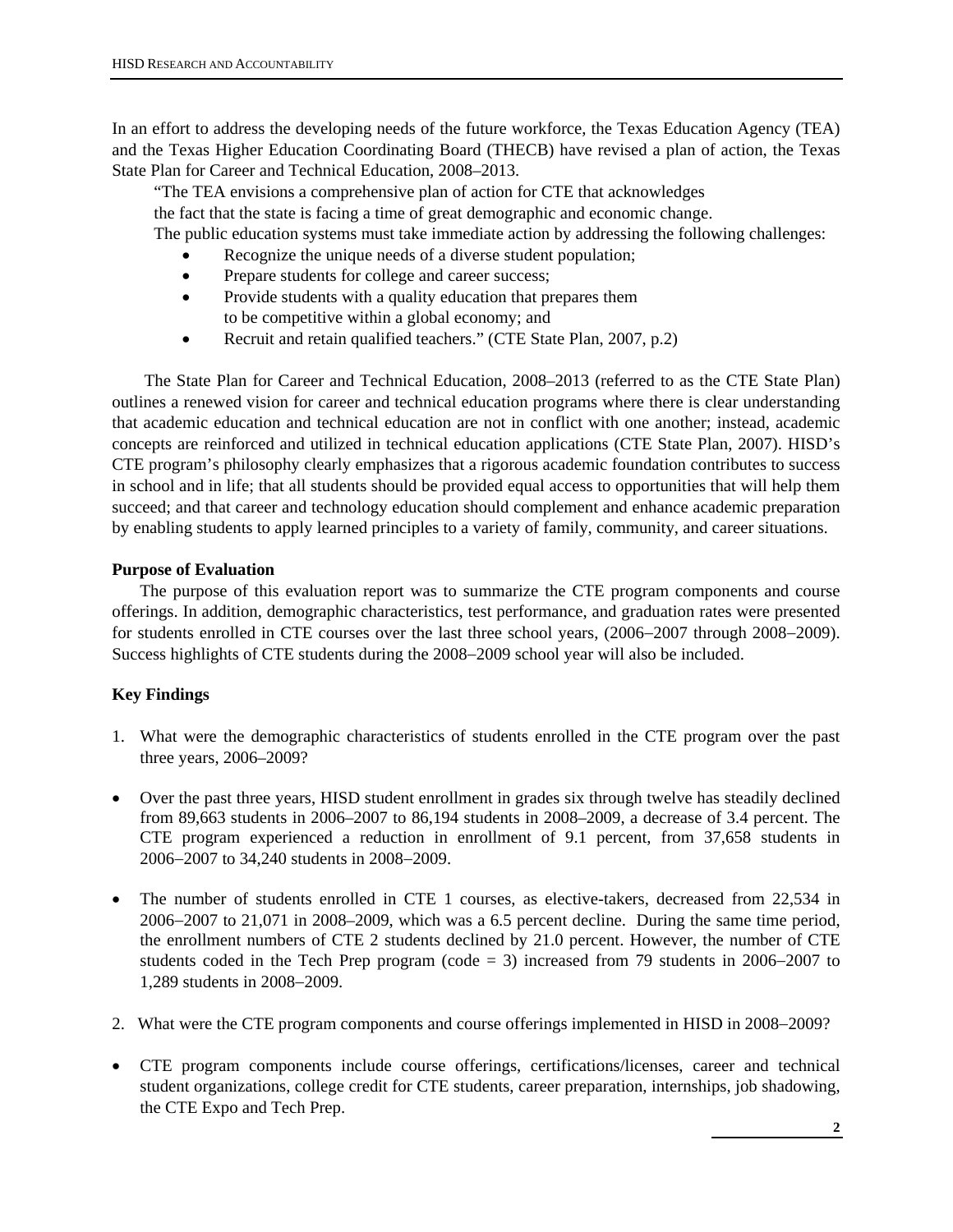In an effort to address the developing needs of the future workforce, the Texas Education Agency (TEA) and the Texas Higher Education Coordinating Board (THECB) have revised a plan of action, the Texas State Plan for Career and Technical Education, 2008–2013.

> "The TEA envisions a comprehensive plan of action for CTE that acknowledges the fact that the state is facing a time of great demographic and economic change. The public education systems must take immediate action by addressing the following challenges:
>
> - Recognize the unique needs of a diverse student population;
> - Prepare students for college and career success;
> - Provide students with a quality education that prepares them to be competitive within a global economy; and
> - Recruit and retain qualified teachers." (CTE State Plan, 2007, p.2)

The State Plan for Career and Technical Education, 2008–2013 (referred to as the CTE State Plan) outlines a renewed vision for career and technical education programs where there is clear understanding that academic education and technical education are not in conflict with one another; instead, academic concepts are reinforced and utilized in technical education applications (CTE State Plan, 2007). HISD's CTE program's philosophy clearly emphasizes that a rigorous academic foundation contributes to success in school and in life; that all students should be provided equal access to opportunities that will help them succeed; and that career and technology education should complement and enhance academic preparation by enabling students to apply learned principles to a variety of family, community, and career situations.

**Purpose of Evaluation**

The purpose of this evaluation report was to summarize the CTE program components and course offerings. In addition, demographic characteristics, test performance, and graduation rates were presented for students enrolled in CTE courses over the last three school years, (2006–2007 through 2008–2009). Success highlights of CTE students during the 2008–2009 school year will also be included.

**Key Findings**

1. What were the demographic characteristics of students enrolled in the CTE program over the past three years, 2006–2009?

- Over the past three years, HISD student enrollment in grades six through twelve has steadily declined from 89,663 students in 2006–2007 to 86,194 students in 2008–2009, a decrease of 3.4 percent. The CTE program experienced a reduction in enrollment of 9.1 percent, from 37,658 students in 2006–2007 to 34,240 students in 2008–2009.

- The number of students enrolled in CTE 1 courses, as elective-takers, decreased from 22,534 in 2006–2007 to 21,071 in 2008–2009, which was a 6.5 percent decline. During the same time period, the enrollment numbers of CTE 2 students declined by 21.0 percent. However, the number of CTE students coded in the Tech Prep program (code = 3) increased from 79 students in 2006–2007 to 1,289 students in 2008–2009.

2. What were the CTE program components and course offerings implemented in HISD in 2008–2009?

- CTE program components include course offerings, certifications/licenses, career and technical student organizations, college credit for CTE students, career preparation, internships, job shadowing, the CTE Expo and Tech Prep.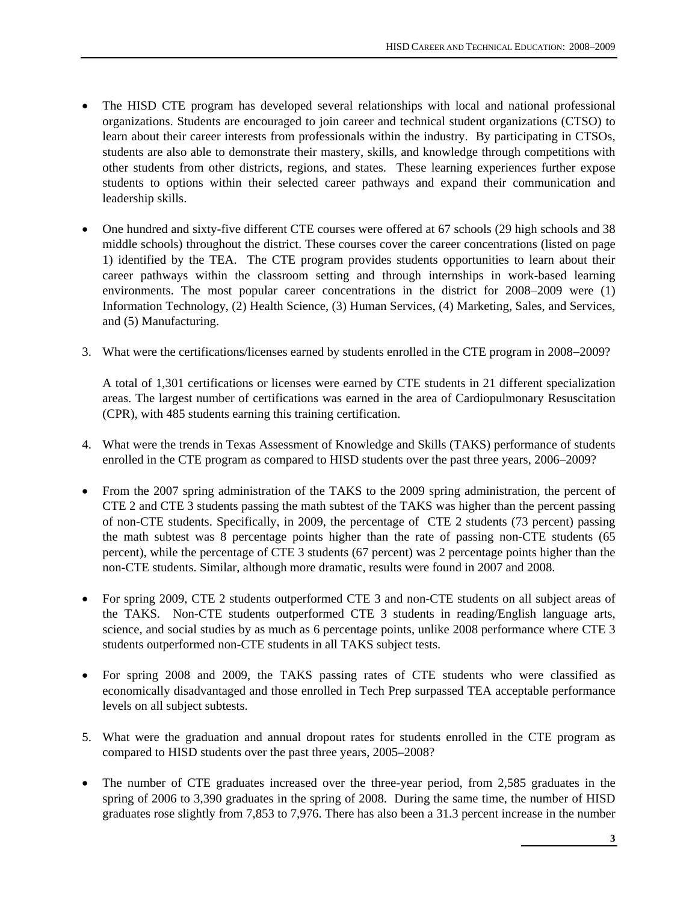- The HISD CTE program has developed several relationships with local and national professional organizations. Students are encouraged to join career and technical student organizations (CTSO) to learn about their career interests from professionals within the industry. By participating in CTSOs, students are also able to demonstrate their mastery, skills, and knowledge through competitions with other students from other districts, regions, and states. These learning experiences further expose students to options within their selected career pathways and expand their communication and leadership skills.

- One hundred and sixty-five different CTE courses were offered at 67 schools (29 high schools and 38 middle schools) throughout the district. These courses cover the career concentrations (listed on page 1) identified by the TEA. The CTE program provides students opportunities to learn about their career pathways within the classroom setting and through internships in work-based learning environments. The most popular career concentrations in the district for 2008–2009 were (1) Information Technology, (2) Health Science, (3) Human Services, (4) Marketing, Sales, and Services, and (5) Manufacturing.

3. What were the certifications/licenses earned by students enrolled in the CTE program in 2008–2009?

   A total of 1,301 certifications or licenses were earned by CTE students in 21 different specialization areas. The largest number of certifications was earned in the area of Cardiopulmonary Resuscitation (CPR), with 485 students earning this training certification.

4. What were the trends in Texas Assessment of Knowledge and Skills (TAKS) performance of students enrolled in the CTE program as compared to HISD students over the past three years, 2006–2009?

- From the 2007 spring administration of the TAKS to the 2009 spring administration, the percent of CTE 2 and CTE 3 students passing the math subtest of the TAKS was higher than the percent passing of non-CTE students. Specifically, in 2009, the percentage of CTE 2 students (73 percent) passing the math subtest was 8 percentage points higher than the rate of passing non-CTE students (65 percent), while the percentage of CTE 3 students (67 percent) was 2 percentage points higher than the non-CTE students. Similar, although more dramatic, results were found in 2007 and 2008.

- For spring 2009, CTE 2 students outperformed CTE 3 and non-CTE students on all subject areas of the TAKS. Non-CTE students outperformed CTE 3 students in reading/English language arts, science, and social studies by as much as 6 percentage points, unlike 2008 performance where CTE 3 students outperformed non-CTE students in all TAKS subject tests.

- For spring 2008 and 2009, the TAKS passing rates of CTE students who were classified as economically disadvantaged and those enrolled in Tech Prep surpassed TEA acceptable performance levels on all subject subtests.

5. What were the graduation and annual dropout rates for students enrolled in the CTE program as compared to HISD students over the past three years, 2005–2008?

- The number of CTE graduates increased over the three-year period, from 2,585 graduates in the spring of 2006 to 3,390 graduates in the spring of 2008. During the same time, the number of HISD graduates rose slightly from 7,853 to 7,976. There has also been a 31.3 percent increase in the number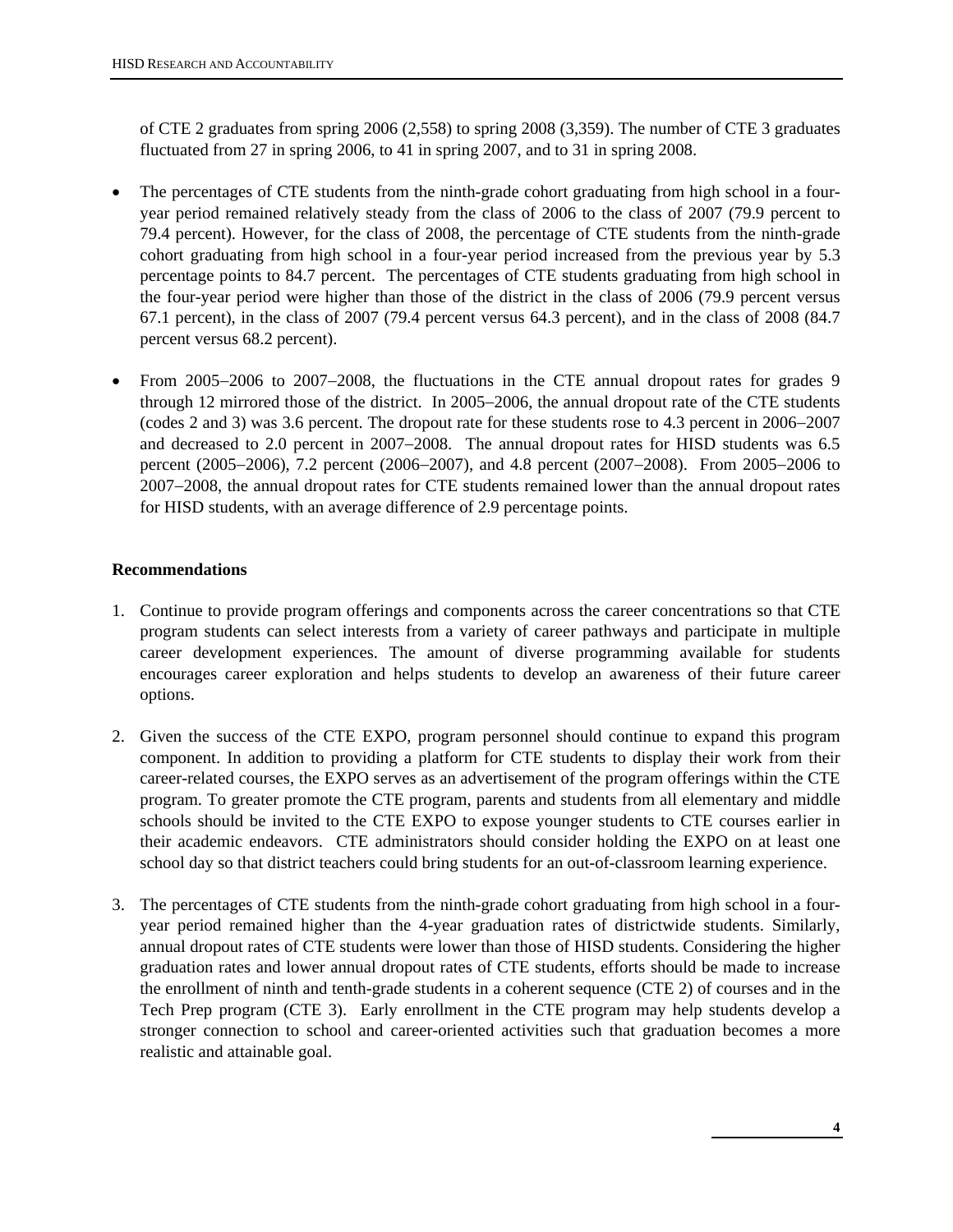of CTE 2 graduates from spring 2006 (2,558) to spring 2008 (3,359). The number of CTE 3 graduates fluctuated from 27 in spring 2006, to 41 in spring 2007, and to 31 in spring 2008.

- The percentages of CTE students from the ninth-grade cohort graduating from high school in a four-year period remained relatively steady from the class of 2006 to the class of 2007 (79.9 percent to 79.4 percent). However, for the class of 2008, the percentage of CTE students from the ninth-grade cohort graduating from high school in a four-year period increased from the previous year by 5.3 percentage points to 84.7 percent. The percentages of CTE students graduating from high school in the four-year period were higher than those of the district in the class of 2006 (79.9 percent versus 67.1 percent), in the class of 2007 (79.4 percent versus 64.3 percent), and in the class of 2008 (84.7 percent versus 68.2 percent).

- From 2005–2006 to 2007–2008, the fluctuations in the CTE annual dropout rates for grades 9 through 12 mirrored those of the district. In 2005–2006, the annual dropout rate of the CTE students (codes 2 and 3) was 3.6 percent. The dropout rate for these students rose to 4.3 percent in 2006–2007 and decreased to 2.0 percent in 2007–2008. The annual dropout rates for HISD students was 6.5 percent (2005–2006), 7.2 percent (2006–2007), and 4.8 percent (2007–2008). From 2005–2006 to 2007–2008, the annual dropout rates for CTE students remained lower than the annual dropout rates for HISD students, with an average difference of 2.9 percentage points.

**Recommendations**

1. Continue to provide program offerings and components across the career concentrations so that CTE program students can select interests from a variety of career pathways and participate in multiple career development experiences. The amount of diverse programming available for students encourages career exploration and helps students to develop an awareness of their future career options.

2. Given the success of the CTE EXPO, program personnel should continue to expand this program component. In addition to providing a platform for CTE students to display their work from their career-related courses, the EXPO serves as an advertisement of the program offerings within the CTE program. To greater promote the CTE program, parents and students from all elementary and middle schools should be invited to the CTE EXPO to expose younger students to CTE courses earlier in their academic endeavors. CTE administrators should consider holding the EXPO on at least one school day so that district teachers could bring students for an out-of-classroom learning experience.

3. The percentages of CTE students from the ninth-grade cohort graduating from high school in a four-year period remained higher than the 4-year graduation rates of districtwide students. Similarly, annual dropout rates of CTE students were lower than those of HISD students. Considering the higher graduation rates and lower annual dropout rates of CTE students, efforts should be made to increase the enrollment of ninth and tenth-grade students in a coherent sequence (CTE 2) of courses and in the Tech Prep program (CTE 3). Early enrollment in the CTE program may help students develop a stronger connection to school and career-oriented activities such that graduation becomes a more realistic and attainable goal.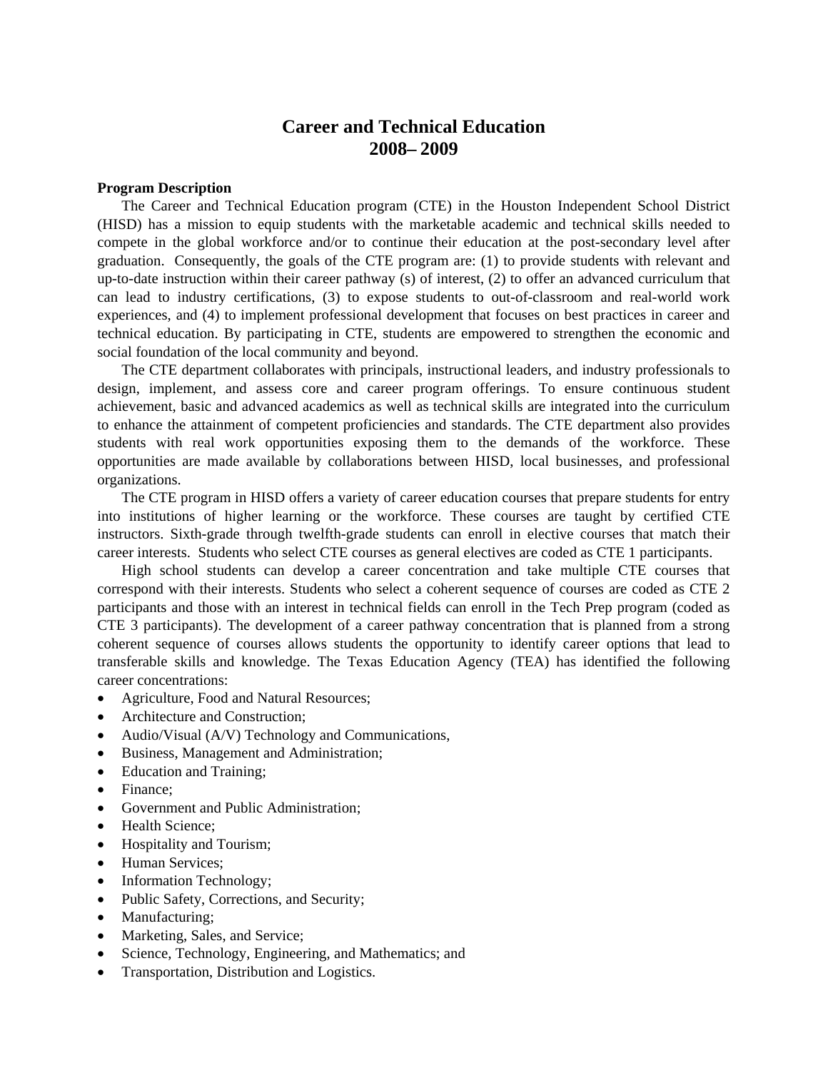# Career and Technical Education
# 2008– 2009

**Program Description**

The Career and Technical Education program (CTE) in the Houston Independent School District (HISD) has a mission to equip students with the marketable academic and technical skills needed to compete in the global workforce and/or to continue their education at the post-secondary level after graduation. Consequently, the goals of the CTE program are: (1) to provide students with relevant and up-to-date instruction within their career pathway (s) of interest, (2) to offer an advanced curriculum that can lead to industry certifications, (3) to expose students to out-of-classroom and real-world work experiences, and (4) to implement professional development that focuses on best practices in career and technical education. By participating in CTE, students are empowered to strengthen the economic and social foundation of the local community and beyond.

The CTE department collaborates with principals, instructional leaders, and industry professionals to design, implement, and assess core and career program offerings. To ensure continuous student achievement, basic and advanced academics as well as technical skills are integrated into the curriculum to enhance the attainment of competent proficiencies and standards. The CTE department also provides students with real work opportunities exposing them to the demands of the workforce. These opportunities are made available by collaborations between HISD, local businesses, and professional organizations.

The CTE program in HISD offers a variety of career education courses that prepare students for entry into institutions of higher learning or the workforce. These courses are taught by certified CTE instructors. Sixth-grade through twelfth-grade students can enroll in elective courses that match their career interests. Students who select CTE courses as general electives are coded as CTE 1 participants.

High school students can develop a career concentration and take multiple CTE courses that correspond with their interests. Students who select a coherent sequence of courses are coded as CTE 2 participants and those with an interest in technical fields can enroll in the Tech Prep program (coded as CTE 3 participants). The development of a career pathway concentration that is planned from a strong coherent sequence of courses allows students the opportunity to identify career options that lead to transferable skills and knowledge. The Texas Education Agency (TEA) has identified the following career concentrations:

- Agriculture, Food and Natural Resources;
- Architecture and Construction;
- Audio/Visual (A/V) Technology and Communications,
- Business, Management and Administration;
- Education and Training;
- Finance;
- Government and Public Administration;
- Health Science;
- Hospitality and Tourism;
- Human Services;
- Information Technology;
- Public Safety, Corrections, and Security;
- Manufacturing;
- Marketing, Sales, and Service;
- Science, Technology, Engineering, and Mathematics; and
- Transportation, Distribution and Logistics.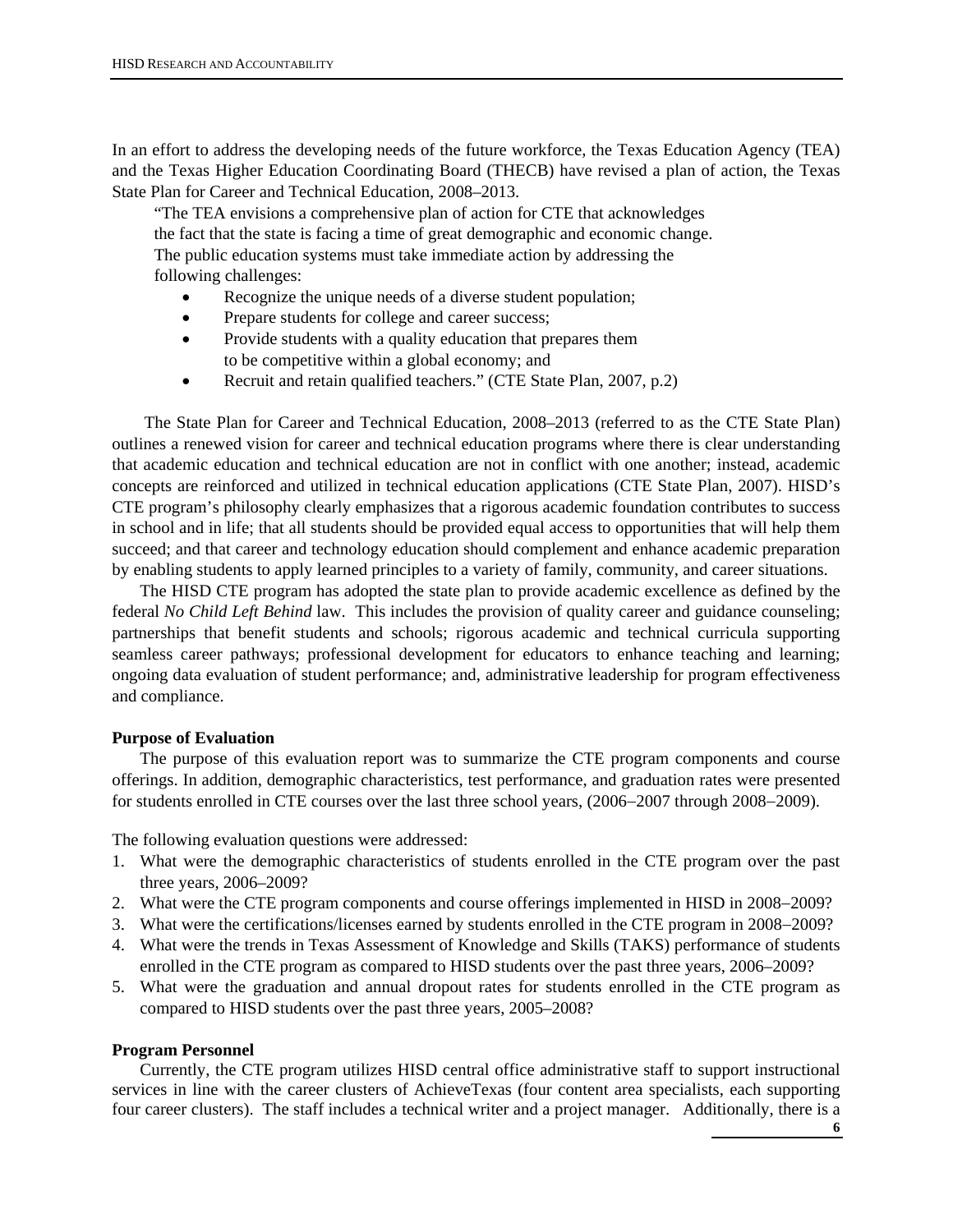In an effort to address the developing needs of the future workforce, the Texas Education Agency (TEA) and the Texas Higher Education Coordinating Board (THECB) have revised a plan of action, the Texas State Plan for Career and Technical Education, 2008–2013.

> "The TEA envisions a comprehensive plan of action for CTE that acknowledges the fact that the state is facing a time of great demographic and economic change. The public education systems must take immediate action by addressing the following challenges:
>
> - Recognize the unique needs of a diverse student population;
> - Prepare students for college and career success;
> - Provide students with a quality education that prepares them to be competitive within a global economy; and
> - Recruit and retain qualified teachers." (CTE State Plan, 2007, p.2)

The State Plan for Career and Technical Education, 2008–2013 (referred to as the CTE State Plan) outlines a renewed vision for career and technical education programs where there is clear understanding that academic education and technical education are not in conflict with one another; instead, academic concepts are reinforced and utilized in technical education applications (CTE State Plan, 2007). HISD's CTE program's philosophy clearly emphasizes that a rigorous academic foundation contributes to success in school and in life; that all students should be provided equal access to opportunities that will help them succeed; and that career and technology education should complement and enhance academic preparation by enabling students to apply learned principles to a variety of family, community, and career situations.

The HISD CTE program has adopted the state plan to provide academic excellence as defined by the federal *No Child Left Behind* law. This includes the provision of quality career and guidance counseling; partnerships that benefit students and schools; rigorous academic and technical curricula supporting seamless career pathways; professional development for educators to enhance teaching and learning; ongoing data evaluation of student performance; and, administrative leadership for program effectiveness and compliance.

**Purpose of Evaluation**

The purpose of this evaluation report was to summarize the CTE program components and course offerings. In addition, demographic characteristics, test performance, and graduation rates were presented for students enrolled in CTE courses over the last three school years, (2006–2007 through 2008–2009).

The following evaluation questions were addressed:

1. What were the demographic characteristics of students enrolled in the CTE program over the past three years, 2006–2009?
2. What were the CTE program components and course offerings implemented in HISD in 2008–2009?
3. What were the certifications/licenses earned by students enrolled in the CTE program in 2008–2009?
4. What were the trends in Texas Assessment of Knowledge and Skills (TAKS) performance of students enrolled in the CTE program as compared to HISD students over the past three years, 2006–2009?
5. What were the graduation and annual dropout rates for students enrolled in the CTE program as compared to HISD students over the past three years, 2005–2008?

**Program Personnel**

Currently, the CTE program utilizes HISD central office administrative staff to support instructional services in line with the career clusters of AchieveTexas (four content area specialists, each supporting four career clusters). The staff includes a technical writer and a project manager. Additionally, there is a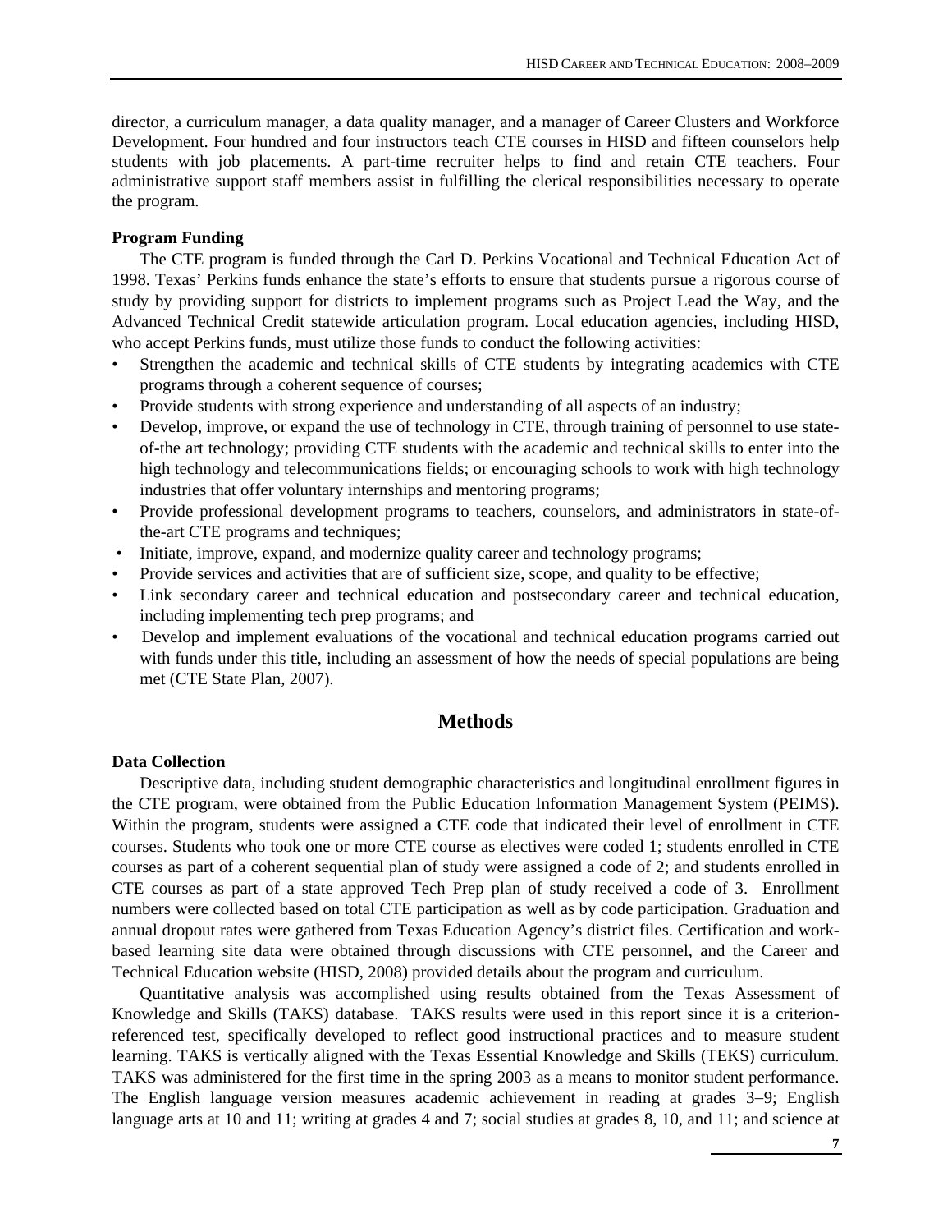director, a curriculum manager, a data quality manager, and a manager of Career Clusters and Workforce Development. Four hundred and four instructors teach CTE courses in HISD and fifteen counselors help students with job placements. A part-time recruiter helps to find and retain CTE teachers. Four administrative support staff members assist in fulfilling the clerical responsibilities necessary to operate the program.

**Program Funding**

The CTE program is funded through the Carl D. Perkins Vocational and Technical Education Act of 1998. Texas' Perkins funds enhance the state's efforts to ensure that students pursue a rigorous course of study by providing support for districts to implement programs such as Project Lead the Way, and the Advanced Technical Credit statewide articulation program. Local education agencies, including HISD, who accept Perkins funds, must utilize those funds to conduct the following activities:

- Strengthen the academic and technical skills of CTE students by integrating academics with CTE programs through a coherent sequence of courses;
- Provide students with strong experience and understanding of all aspects of an industry;
- Develop, improve, or expand the use of technology in CTE, through training of personnel to use state-of-the art technology; providing CTE students with the academic and technical skills to enter into the high technology and telecommunications fields; or encouraging schools to work with high technology industries that offer voluntary internships and mentoring programs;
- Provide professional development programs to teachers, counselors, and administrators in state-of-the-art CTE programs and techniques;
- Initiate, improve, expand, and modernize quality career and technology programs;
- Provide services and activities that are of sufficient size, scope, and quality to be effective;
- Link secondary career and technical education and postsecondary career and technical education, including implementing tech prep programs; and
- Develop and implement evaluations of the vocational and technical education programs carried out with funds under this title, including an assessment of how the needs of special populations are being met (CTE State Plan, 2007).

## Methods

**Data Collection**

Descriptive data, including student demographic characteristics and longitudinal enrollment figures in the CTE program, were obtained from the Public Education Information Management System (PEIMS). Within the program, students were assigned a CTE code that indicated their level of enrollment in CTE courses. Students who took one or more CTE course as electives were coded 1; students enrolled in CTE courses as part of a coherent sequential plan of study were assigned a code of 2; and students enrolled in CTE courses as part of a state approved Tech Prep plan of study received a code of 3. Enrollment numbers were collected based on total CTE participation as well as by code participation. Graduation and annual dropout rates were gathered from Texas Education Agency's district files. Certification and work-based learning site data were obtained through discussions with CTE personnel, and the Career and Technical Education website (HISD, 2008) provided details about the program and curriculum.

Quantitative analysis was accomplished using results obtained from the Texas Assessment of Knowledge and Skills (TAKS) database. TAKS results were used in this report since it is a criterion-referenced test, specifically developed to reflect good instructional practices and to measure student learning. TAKS is vertically aligned with the Texas Essential Knowledge and Skills (TEKS) curriculum. TAKS was administered for the first time in the spring 2003 as a means to monitor student performance. The English language version measures academic achievement in reading at grades 3–9; English language arts at 10 and 11; writing at grades 4 and 7; social studies at grades 8, 10, and 11; and science at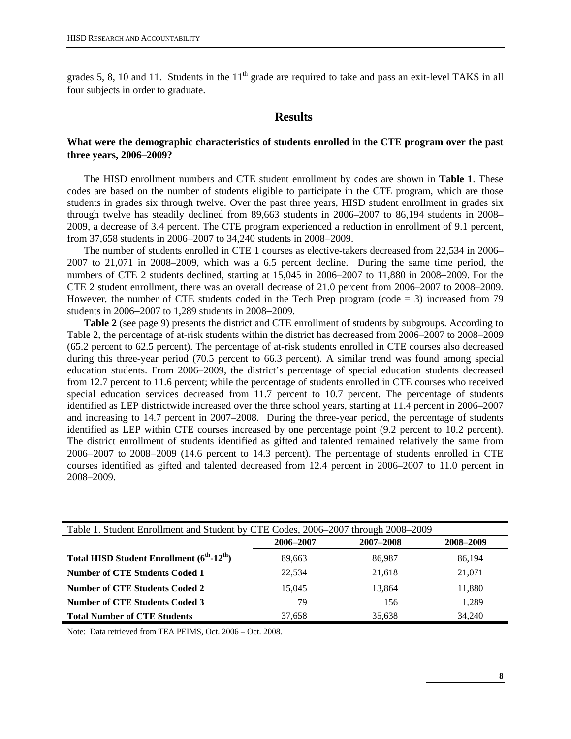grades 5, 8, 10 and 11. Students in the 11th grade are required to take and pass an exit-level TAKS in all four subjects in order to graduate.

## Results

**What were the demographic characteristics of students enrolled in the CTE program over the past three years, 2006–2009?**

The HISD enrollment numbers and CTE student enrollment by codes are shown in **Table 1**. These codes are based on the number of students eligible to participate in the CTE program, which are those students in grades six through twelve. Over the past three years, HISD student enrollment in grades six through twelve has steadily declined from 89,663 students in 2006–2007 to 86,194 students in 2008–2009, a decrease of 3.4 percent. The CTE program experienced a reduction in enrollment of 9.1 percent, from 37,658 students in 2006–2007 to 34,240 students in 2008–2009.

The number of students enrolled in CTE 1 courses as elective-takers decreased from 22,534 in 2006–2007 to 21,071 in 2008–2009, which was a 6.5 percent decline. During the same time period, the numbers of CTE 2 students declined, starting at 15,045 in 2006–2007 to 11,880 in 2008–2009. For the CTE 2 student enrollment, there was an overall decrease of 21.0 percent from 2006–2007 to 2008–2009. However, the number of CTE students coded in the Tech Prep program (code = 3) increased from 79 students in 2006−2007 to 1,289 students in 2008−2009.

**Table 2** (see page 9) presents the district and CTE enrollment of students by subgroups. According to Table 2, the percentage of at-risk students within the district has decreased from 2006–2007 to 2008–2009 (65.2 percent to 62.5 percent). The percentage of at-risk students enrolled in CTE courses also decreased during this three-year period (70.5 percent to 66.3 percent). A similar trend was found among special education students. From 2006–2009, the district's percentage of special education students decreased from 12.7 percent to 11.6 percent; while the percentage of students enrolled in CTE courses who received special education services decreased from 11.7 percent to 10.7 percent. The percentage of students identified as LEP districtwide increased over the three school years, starting at 11.4 percent in 2006–2007 and increasing to 14.7 percent in 2007–2008. During the three-year period, the percentage of students identified as LEP within CTE courses increased by one percentage point (9.2 percent to 10.2 percent). The district enrollment of students identified as gifted and talented remained relatively the same from 2006−2007 to 2008−2009 (14.6 percent to 14.3 percent). The percentage of students enrolled in CTE courses identified as gifted and talented decreased from 12.4 percent in 2006–2007 to 11.0 percent in 2008–2009.

Table 1. Student Enrollment and Student by CTE Codes, 2006–2007 through 2008–2009

| | 2006–2007 | 2007–2008 | 2008–2009 |
|---|---|---|---|
| **Total HISD Student Enrollment (6th-12th)** | 89,663 | 86,987 | 86,194 |
| **Number of CTE Students Coded 1** | 22,534 | 21,618 | 21,071 |
| **Number of CTE Students Coded 2** | 15,045 | 13,864 | 11,880 |
| **Number of CTE Students Coded 3** | 79 | 156 | 1,289 |
| **Total Number of CTE Students** | 37,658 | 35,638 | 34,240 |

Note: Data retrieved from TEA PEIMS, Oct. 2006 – Oct. 2008.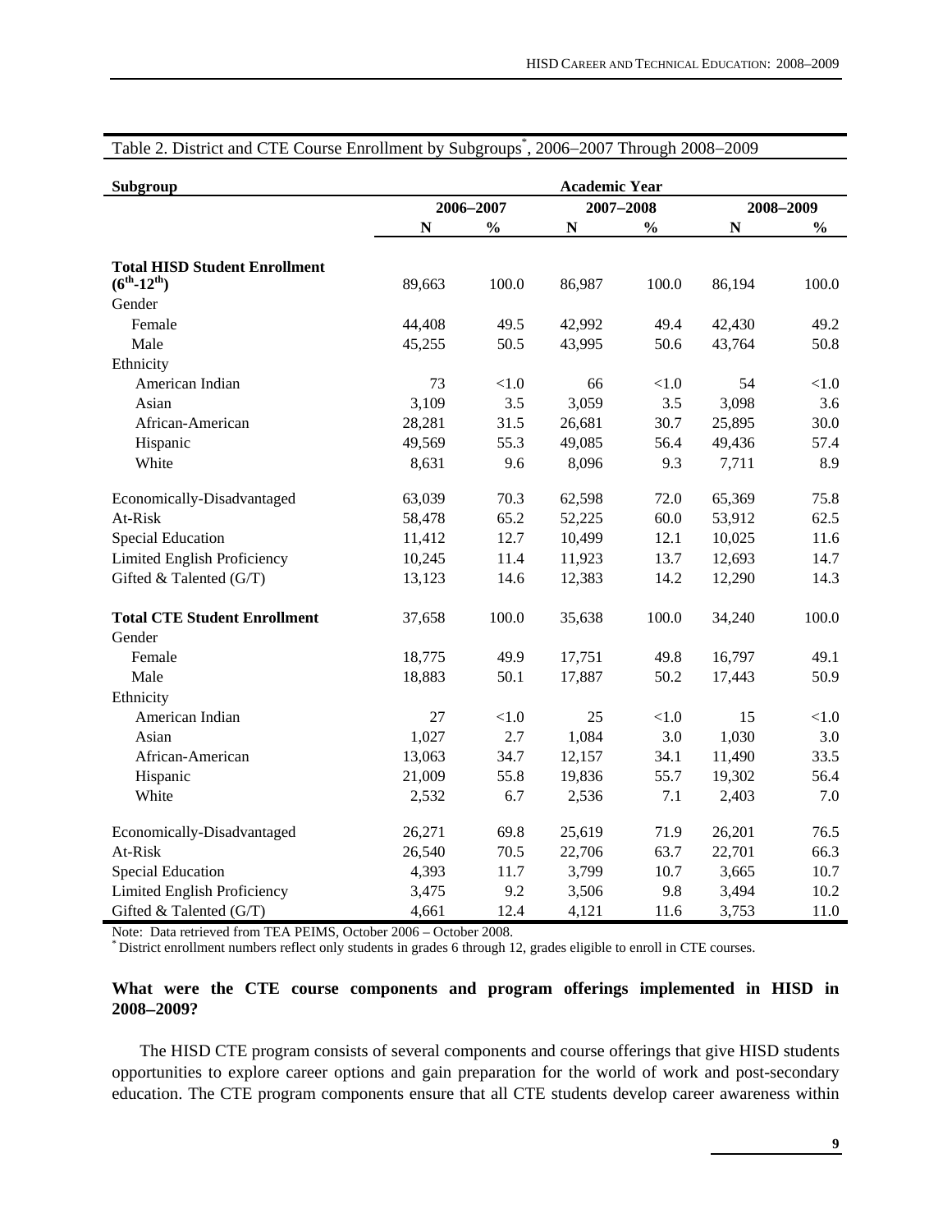Table 2. District and CTE Course Enrollment by Subgroups[*], 2006–2007 Through 2008–2009

| Subgroup | Academic Year | | | | | |
|---|---|---|---|---|---|---|
| | 2006–2007 | | 2007–2008 | | 2008–2009 | |
| | N | % | N | % | N | % |
| **Total HISD Student Enrollment ($6^{th}$-$12^{th}$)** | 89,663 | 100.0 | 86,987 | 100.0 | 86,194 | 100.0 |
| Gender | | | | | | |
| Female | 44,408 | 49.5 | 42,992 | 49.4 | 42,430 | 49.2 |
| Male | 45,255 | 50.5 | 43,995 | 50.6 | 43,764 | 50.8 |
| Ethnicity | | | | | | |
| American Indian | 73 | <1.0 | 66 | <1.0 | 54 | <1.0 |
| Asian | 3,109 | 3.5 | 3,059 | 3.5 | 3,098 | 3.6 |
| African-American | 28,281 | 31.5 | 26,681 | 30.7 | 25,895 | 30.0 |
| Hispanic | 49,569 | 55.3 | 49,085 | 56.4 | 49,436 | 57.4 |
| White | 8,631 | 9.6 | 8,096 | 9.3 | 7,711 | 8.9 |
| Economically-Disadvantaged | 63,039 | 70.3 | 62,598 | 72.0 | 65,369 | 75.8 |
| At-Risk | 58,478 | 65.2 | 52,225 | 60.0 | 53,912 | 62.5 |
| Special Education | 11,412 | 12.7 | 10,499 | 12.1 | 10,025 | 11.6 |
| Limited English Proficiency | 10,245 | 11.4 | 11,923 | 13.7 | 12,693 | 14.7 |
| Gifted & Talented (G/T) | 13,123 | 14.6 | 12,383 | 14.2 | 12,290 | 14.3 |
| **Total CTE Student Enrollment** | 37,658 | 100.0 | 35,638 | 100.0 | 34,240 | 100.0 |
| Gender | | | | | | |
| Female | 18,775 | 49.9 | 17,751 | 49.8 | 16,797 | 49.1 |
| Male | 18,883 | 50.1 | 17,887 | 50.2 | 17,443 | 50.9 |
| Ethnicity | | | | | | |
| American Indian | 27 | <1.0 | 25 | <1.0 | 15 | <1.0 |
| Asian | 1,027 | 2.7 | 1,084 | 3.0 | 1,030 | 3.0 |
| African-American | 13,063 | 34.7 | 12,157 | 34.1 | 11,490 | 33.5 |
| Hispanic | 21,009 | 55.8 | 19,836 | 55.7 | 19,302 | 56.4 |
| White | 2,532 | 6.7 | 2,536 | 7.1 | 2,403 | 7.0 |
| Economically-Disadvantaged | 26,271 | 69.8 | 25,619 | 71.9 | 26,201 | 76.5 |
| At-Risk | 26,540 | 70.5 | 22,706 | 63.7 | 22,701 | 66.3 |
| Special Education | 4,393 | 11.7 | 3,799 | 10.7 | 3,665 | 10.7 |
| Limited English Proficiency | 3,475 | 9.2 | 3,506 | 9.8 | 3,494 | 10.2 |
| Gifted & Talented (G/T) | 4,661 | 12.4 | 4,121 | 11.6 | 3,753 | 11.0 |

Note: Data retrieved from TEA PEIMS, October 2006 – October 2008.
[*] District enrollment numbers reflect only students in grades 6 through 12, grades eligible to enroll in CTE courses.

**What were the CTE course components and program offerings implemented in HISD in 2008–2009?**

The HISD CTE program consists of several components and course offerings that give HISD students opportunities to explore career options and gain preparation for the world of work and post-secondary education. The CTE program components ensure that all CTE students develop career awareness within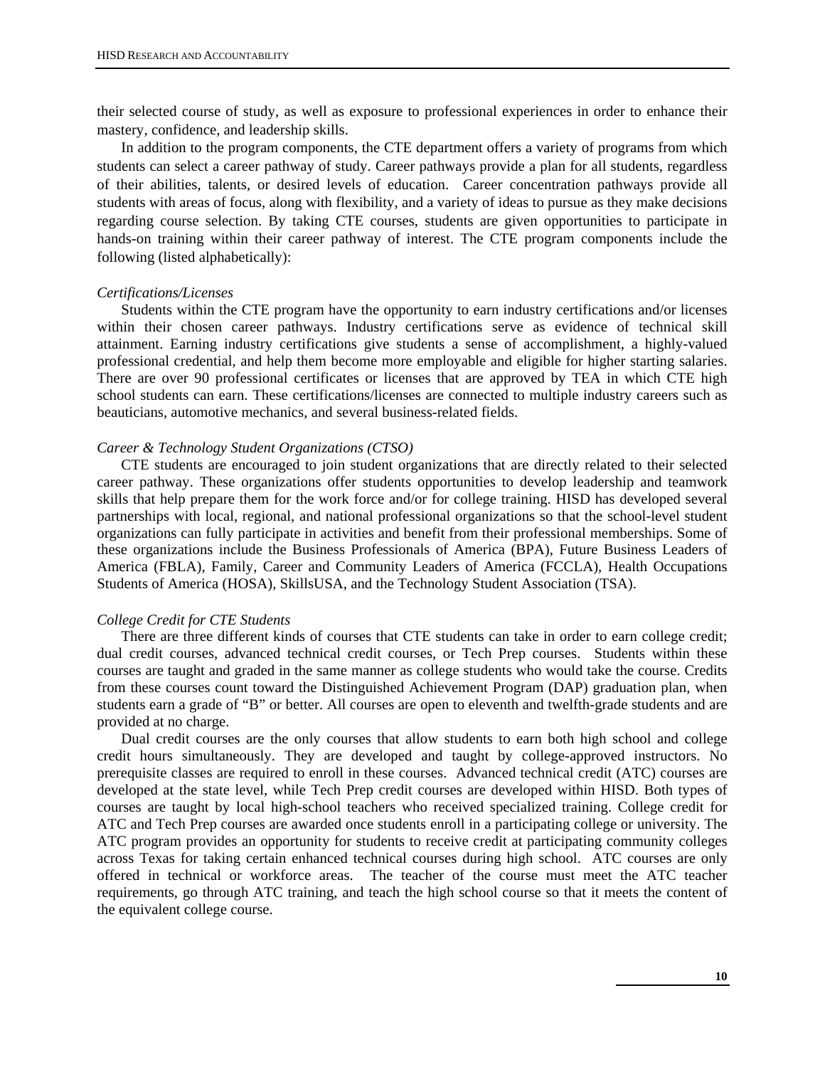their selected course of study, as well as exposure to professional experiences in order to enhance their mastery, confidence, and leadership skills.

In addition to the program components, the CTE department offers a variety of programs from which students can select a career pathway of study. Career pathways provide a plan for all students, regardless of their abilities, talents, or desired levels of education. Career concentration pathways provide all students with areas of focus, along with flexibility, and a variety of ideas to pursue as they make decisions regarding course selection. By taking CTE courses, students are given opportunities to participate in hands-on training within their career pathway of interest. The CTE program components include the following (listed alphabetically):

*Certifications/Licenses*

Students within the CTE program have the opportunity to earn industry certifications and/or licenses within their chosen career pathways. Industry certifications serve as evidence of technical skill attainment. Earning industry certifications give students a sense of accomplishment, a highly-valued professional credential, and help them become more employable and eligible for higher starting salaries. There are over 90 professional certificates or licenses that are approved by TEA in which CTE high school students can earn. These certifications/licenses are connected to multiple industry careers such as beauticians, automotive mechanics, and several business-related fields.

*Career & Technology Student Organizations (CTSO)*

CTE students are encouraged to join student organizations that are directly related to their selected career pathway. These organizations offer students opportunities to develop leadership and teamwork skills that help prepare them for the work force and/or for college training. HISD has developed several partnerships with local, regional, and national professional organizations so that the school-level student organizations can fully participate in activities and benefit from their professional memberships. Some of these organizations include the Business Professionals of America (BPA), Future Business Leaders of America (FBLA), Family, Career and Community Leaders of America (FCCLA), Health Occupations Students of America (HOSA), SkillsUSA, and the Technology Student Association (TSA).

*College Credit for CTE Students*

There are three different kinds of courses that CTE students can take in order to earn college credit; dual credit courses, advanced technical credit courses, or Tech Prep courses. Students within these courses are taught and graded in the same manner as college students who would take the course. Credits from these courses count toward the Distinguished Achievement Program (DAP) graduation plan, when students earn a grade of "B" or better. All courses are open to eleventh and twelfth-grade students and are provided at no charge.

Dual credit courses are the only courses that allow students to earn both high school and college credit hours simultaneously. They are developed and taught by college-approved instructors. No prerequisite classes are required to enroll in these courses. Advanced technical credit (ATC) courses are developed at the state level, while Tech Prep credit courses are developed within HISD. Both types of courses are taught by local high-school teachers who received specialized training. College credit for ATC and Tech Prep courses are awarded once students enroll in a participating college or university. The ATC program provides an opportunity for students to receive credit at participating community colleges across Texas for taking certain enhanced technical courses during high school. ATC courses are only offered in technical or workforce areas. The teacher of the course must meet the ATC teacher requirements, go through ATC training, and teach the high school course so that it meets the content of the equivalent college course.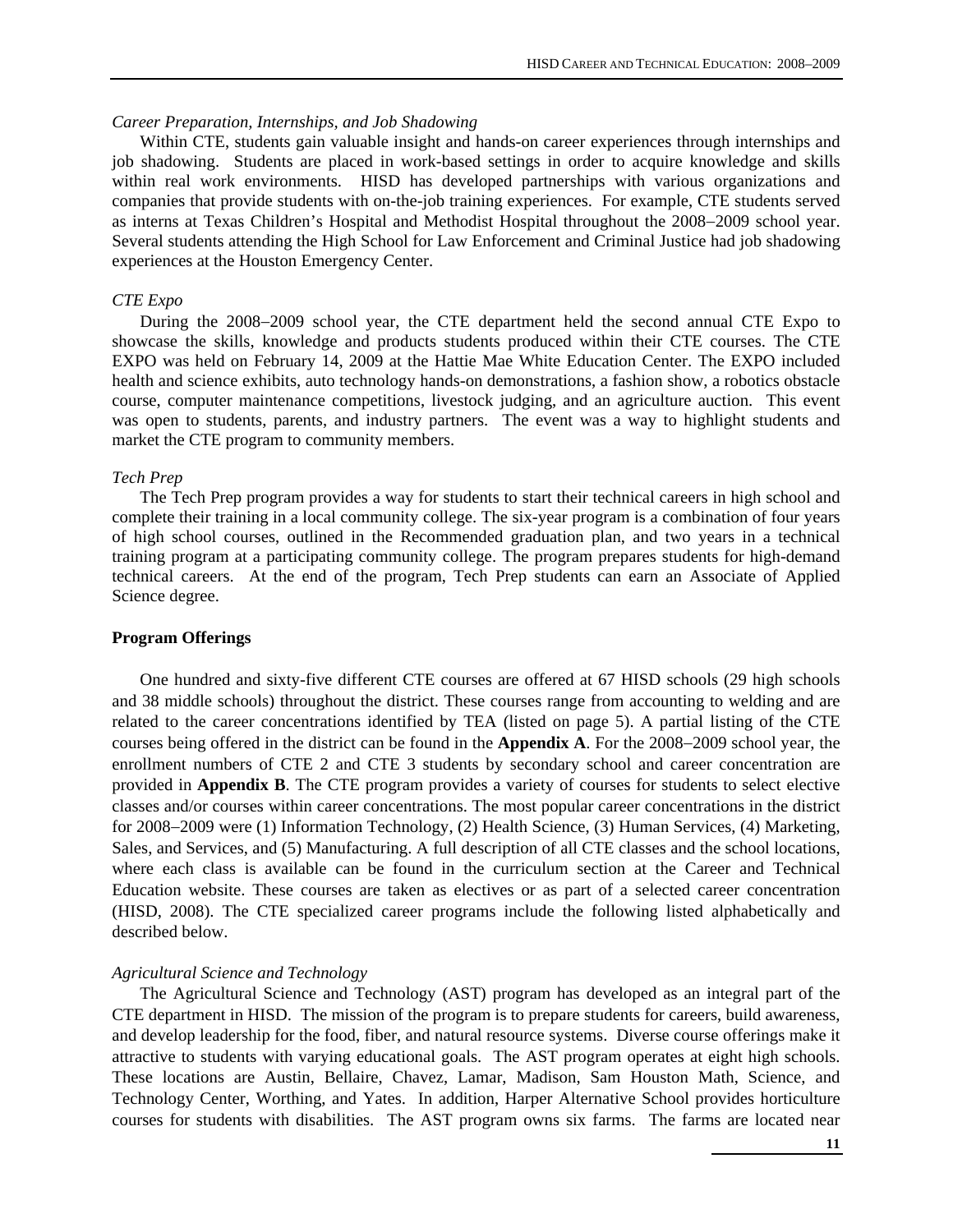*Career Preparation, Internships, and Job Shadowing*

Within CTE, students gain valuable insight and hands-on career experiences through internships and job shadowing. Students are placed in work-based settings in order to acquire knowledge and skills within real work environments. HISD has developed partnerships with various organizations and companies that provide students with on-the-job training experiences. For example, CTE students served as interns at Texas Children's Hospital and Methodist Hospital throughout the 2008–2009 school year. Several students attending the High School for Law Enforcement and Criminal Justice had job shadowing experiences at the Houston Emergency Center.

*CTE Expo*

During the 2008–2009 school year, the CTE department held the second annual CTE Expo to showcase the skills, knowledge and products students produced within their CTE courses. The CTE EXPO was held on February 14, 2009 at the Hattie Mae White Education Center. The EXPO included health and science exhibits, auto technology hands-on demonstrations, a fashion show, a robotics obstacle course, computer maintenance competitions, livestock judging, and an agriculture auction. This event was open to students, parents, and industry partners. The event was a way to highlight students and market the CTE program to community members.

*Tech Prep*

The Tech Prep program provides a way for students to start their technical careers in high school and complete their training in a local community college. The six-year program is a combination of four years of high school courses, outlined in the Recommended graduation plan, and two years in a technical training program at a participating community college. The program prepares students for high-demand technical careers. At the end of the program, Tech Prep students can earn an Associate of Applied Science degree.

**Program Offerings**

One hundred and sixty-five different CTE courses are offered at 67 HISD schools (29 high schools and 38 middle schools) throughout the district. These courses range from accounting to welding and are related to the career concentrations identified by TEA (listed on page 5). A partial listing of the CTE courses being offered in the district can be found in the **Appendix A**. For the 2008–2009 school year, the enrollment numbers of CTE 2 and CTE 3 students by secondary school and career concentration are provided in **Appendix B**. The CTE program provides a variety of courses for students to select elective classes and/or courses within career concentrations. The most popular career concentrations in the district for 2008–2009 were (1) Information Technology, (2) Health Science, (3) Human Services, (4) Marketing, Sales, and Services, and (5) Manufacturing. A full description of all CTE classes and the school locations, where each class is available can be found in the curriculum section at the Career and Technical Education website. These courses are taken as electives or as part of a selected career concentration (HISD, 2008). The CTE specialized career programs include the following listed alphabetically and described below.

*Agricultural Science and Technology*

The Agricultural Science and Technology (AST) program has developed as an integral part of the CTE department in HISD. The mission of the program is to prepare students for careers, build awareness, and develop leadership for the food, fiber, and natural resource systems. Diverse course offerings make it attractive to students with varying educational goals. The AST program operates at eight high schools. These locations are Austin, Bellaire, Chavez, Lamar, Madison, Sam Houston Math, Science, and Technology Center, Worthing, and Yates. In addition, Harper Alternative School provides horticulture courses for students with disabilities. The AST program owns six farms. The farms are located near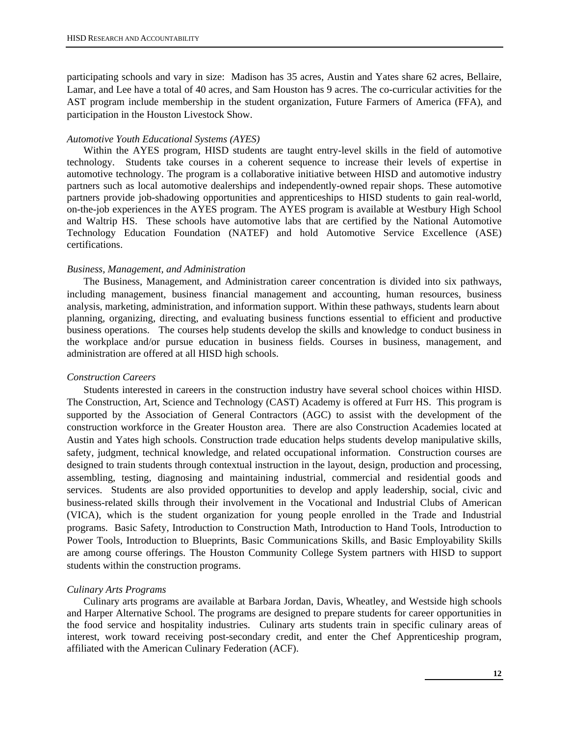participating schools and vary in size: Madison has 35 acres, Austin and Yates share 62 acres, Bellaire, Lamar, and Lee have a total of 40 acres, and Sam Houston has 9 acres. The co-curricular activities for the AST program include membership in the student organization, Future Farmers of America (FFA), and participation in the Houston Livestock Show.

*Automotive Youth Educational Systems (AYES)*

Within the AYES program, HISD students are taught entry-level skills in the field of automotive technology. Students take courses in a coherent sequence to increase their levels of expertise in automotive technology. The program is a collaborative initiative between HISD and automotive industry partners such as local automotive dealerships and independently-owned repair shops. These automotive partners provide job-shadowing opportunities and apprenticeships to HISD students to gain real-world, on-the-job experiences in the AYES program. The AYES program is available at Westbury High School and Waltrip HS. These schools have automotive labs that are certified by the National Automotive Technology Education Foundation (NATEF) and hold Automotive Service Excellence (ASE) certifications.

*Business, Management, and Administration*

The Business, Management, and Administration career concentration is divided into six pathways, including management, business financial management and accounting, human resources, business analysis, marketing, administration, and information support. Within these pathways, students learn about planning, organizing, directing, and evaluating business functions essential to efficient and productive business operations. The courses help students develop the skills and knowledge to conduct business in the workplace and/or pursue education in business fields. Courses in business, management, and administration are offered at all HISD high schools.

*Construction Careers*

Students interested in careers in the construction industry have several school choices within HISD. The Construction, Art, Science and Technology (CAST) Academy is offered at Furr HS. This program is supported by the Association of General Contractors (AGC) to assist with the development of the construction workforce in the Greater Houston area. There are also Construction Academies located at Austin and Yates high schools. Construction trade education helps students develop manipulative skills, safety, judgment, technical knowledge, and related occupational information. Construction courses are designed to train students through contextual instruction in the layout, design, production and processing, assembling, testing, diagnosing and maintaining industrial, commercial and residential goods and services. Students are also provided opportunities to develop and apply leadership, social, civic and business-related skills through their involvement in the Vocational and Industrial Clubs of American (VICA), which is the student organization for young people enrolled in the Trade and Industrial programs. Basic Safety, Introduction to Construction Math, Introduction to Hand Tools, Introduction to Power Tools, Introduction to Blueprints, Basic Communications Skills, and Basic Employability Skills are among course offerings. The Houston Community College System partners with HISD to support students within the construction programs.

*Culinary Arts Programs*

Culinary arts programs are available at Barbara Jordan, Davis, Wheatley, and Westside high schools and Harper Alternative School. The programs are designed to prepare students for career opportunities in the food service and hospitality industries. Culinary arts students train in specific culinary areas of interest, work toward receiving post-secondary credit, and enter the Chef Apprenticeship program, affiliated with the American Culinary Federation (ACF).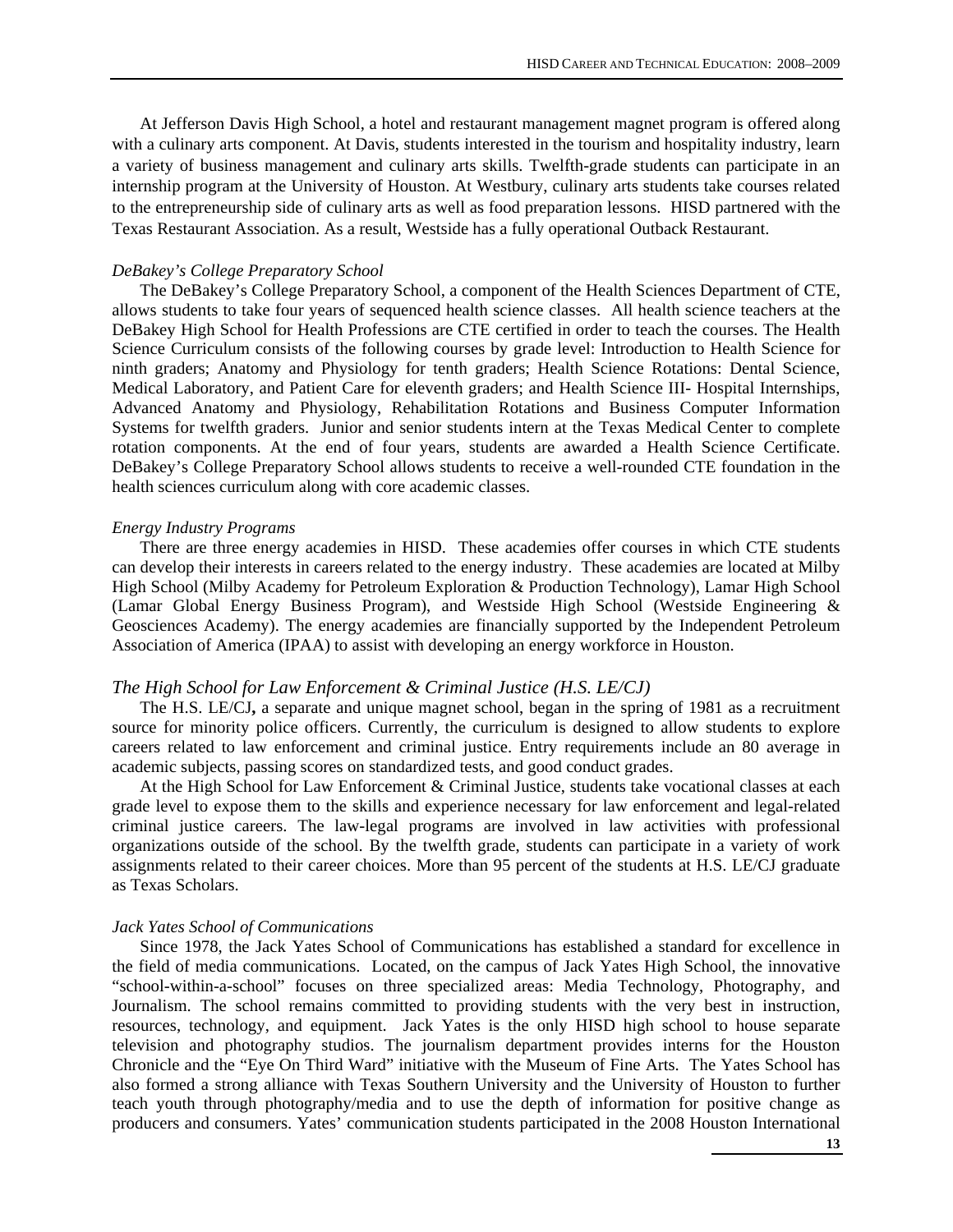At Jefferson Davis High School, a hotel and restaurant management magnet program is offered along with a culinary arts component. At Davis, students interested in the tourism and hospitality industry, learn a variety of business management and culinary arts skills. Twelfth-grade students can participate in an internship program at the University of Houston. At Westbury, culinary arts students take courses related to the entrepreneurship side of culinary arts as well as food preparation lessons. HISD partnered with the Texas Restaurant Association. As a result, Westside has a fully operational Outback Restaurant.

*DeBakey's College Preparatory School*

The DeBakey's College Preparatory School, a component of the Health Sciences Department of CTE, allows students to take four years of sequenced health science classes. All health science teachers at the DeBakey High School for Health Professions are CTE certified in order to teach the courses. The Health Science Curriculum consists of the following courses by grade level: Introduction to Health Science for ninth graders; Anatomy and Physiology for tenth graders; Health Science Rotations: Dental Science, Medical Laboratory, and Patient Care for eleventh graders; and Health Science III- Hospital Internships, Advanced Anatomy and Physiology, Rehabilitation Rotations and Business Computer Information Systems for twelfth graders. Junior and senior students intern at the Texas Medical Center to complete rotation components. At the end of four years, students are awarded a Health Science Certificate. DeBakey's College Preparatory School allows students to receive a well-rounded CTE foundation in the health sciences curriculum along with core academic classes.

*Energy Industry Programs*

There are three energy academies in HISD. These academies offer courses in which CTE students can develop their interests in careers related to the energy industry. These academies are located at Milby High School (Milby Academy for Petroleum Exploration & Production Technology), Lamar High School (Lamar Global Energy Business Program), and Westside High School (Westside Engineering & Geosciences Academy). The energy academies are financially supported by the Independent Petroleum Association of America (IPAA) to assist with developing an energy workforce in Houston.

*The High School for Law Enforcement & Criminal Justice (H.S. LE/CJ)*

The H.S. LE/CJ**,** a separate and unique magnet school, began in the spring of 1981 as a recruitment source for minority police officers. Currently, the curriculum is designed to allow students to explore careers related to law enforcement and criminal justice. Entry requirements include an 80 average in academic subjects, passing scores on standardized tests, and good conduct grades.

At the High School for Law Enforcement & Criminal Justice, students take vocational classes at each grade level to expose them to the skills and experience necessary for law enforcement and legal-related criminal justice careers. The law-legal programs are involved in law activities with professional organizations outside of the school. By the twelfth grade, students can participate in a variety of work assignments related to their career choices. More than 95 percent of the students at H.S. LE/CJ graduate as Texas Scholars.

*Jack Yates School of Communications*

Since 1978, the Jack Yates School of Communications has established a standard for excellence in the field of media communications. Located, on the campus of Jack Yates High School, the innovative "school-within-a-school" focuses on three specialized areas: Media Technology, Photography, and Journalism. The school remains committed to providing students with the very best in instruction, resources, technology, and equipment. Jack Yates is the only HISD high school to house separate television and photography studios. The journalism department provides interns for the Houston Chronicle and the "Eye On Third Ward" initiative with the Museum of Fine Arts. The Yates School has also formed a strong alliance with Texas Southern University and the University of Houston to further teach youth through photography/media and to use the depth of information for positive change as producers and consumers. Yates' communication students participated in the 2008 Houston International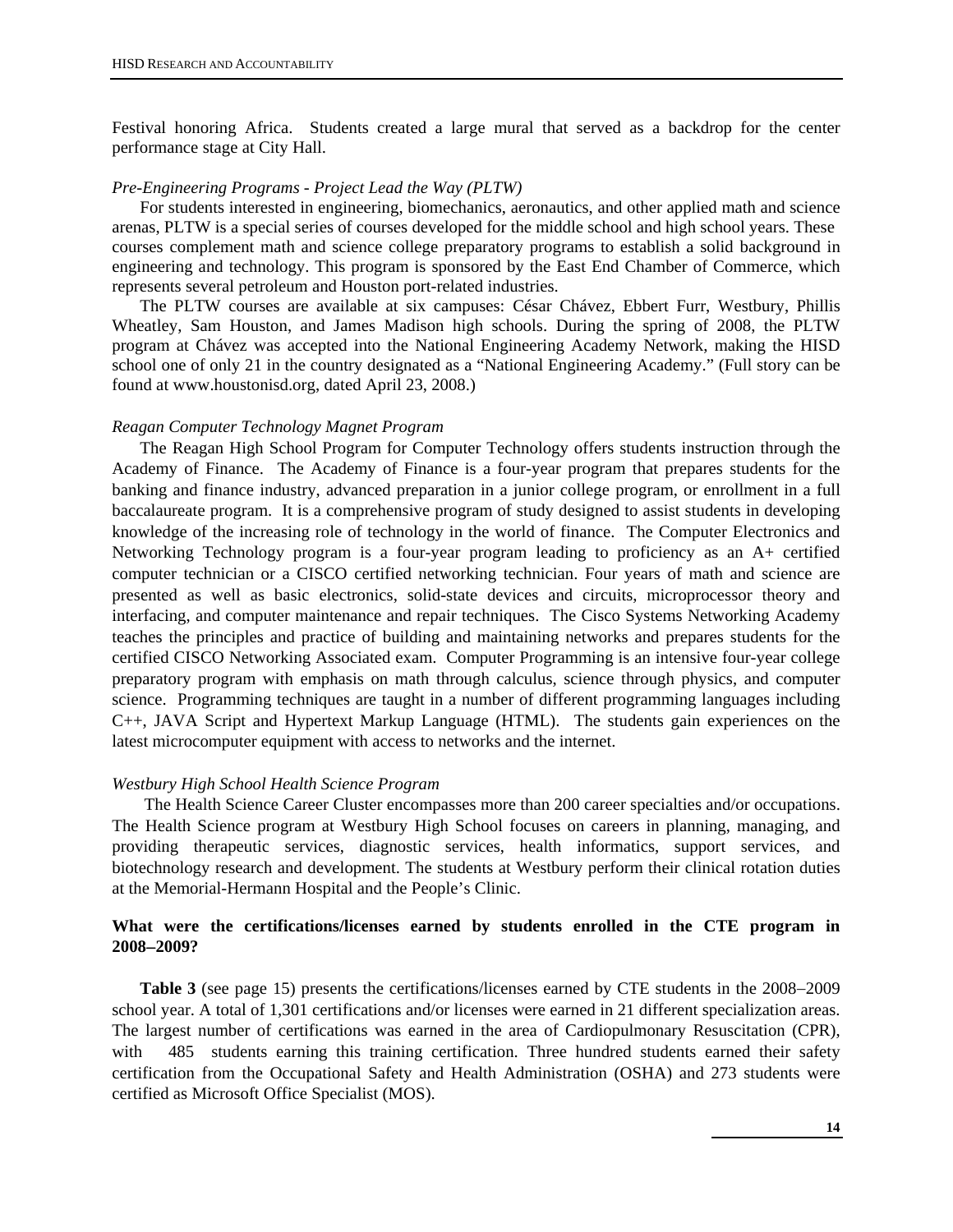Festival honoring Africa. Students created a large mural that served as a backdrop for the center performance stage at City Hall.

*Pre-Engineering Programs - Project Lead the Way (PLTW)*

For students interested in engineering, biomechanics, aeronautics, and other applied math and science arenas, PLTW is a special series of courses developed for the middle school and high school years. These courses complement math and science college preparatory programs to establish a solid background in engineering and technology. This program is sponsored by the East End Chamber of Commerce, which represents several petroleum and Houston port-related industries.

The PLTW courses are available at six campuses: César Chávez, Ebbert Furr, Westbury, Phillis Wheatley, Sam Houston, and James Madison high schools. During the spring of 2008, the PLTW program at Chávez was accepted into the National Engineering Academy Network, making the HISD school one of only 21 in the country designated as a "National Engineering Academy." (Full story can be found at www.houstonisd.org, dated April 23, 2008.)

*Reagan Computer Technology Magnet Program*

The Reagan High School Program for Computer Technology offers students instruction through the Academy of Finance. The Academy of Finance is a four-year program that prepares students for the banking and finance industry, advanced preparation in a junior college program, or enrollment in a full baccalaureate program. It is a comprehensive program of study designed to assist students in developing knowledge of the increasing role of technology in the world of finance. The Computer Electronics and Networking Technology program is a four-year program leading to proficiency as an A+ certified computer technician or a CISCO certified networking technician. Four years of math and science are presented as well as basic electronics, solid-state devices and circuits, microprocessor theory and interfacing, and computer maintenance and repair techniques. The Cisco Systems Networking Academy teaches the principles and practice of building and maintaining networks and prepares students for the certified CISCO Networking Associated exam. Computer Programming is an intensive four-year college preparatory program with emphasis on math through calculus, science through physics, and computer science. Programming techniques are taught in a number of different programming languages including C++, JAVA Script and Hypertext Markup Language (HTML). The students gain experiences on the latest microcomputer equipment with access to networks and the internet.

*Westbury High School Health Science Program*

The Health Science Career Cluster encompasses more than 200 career specialties and/or occupations. The Health Science program at Westbury High School focuses on careers in planning, managing, and providing therapeutic services, diagnostic services, health informatics, support services, and biotechnology research and development. The students at Westbury perform their clinical rotation duties at the Memorial-Hermann Hospital and the People's Clinic.

**What were the certifications/licenses earned by students enrolled in the CTE program in 2008–2009?**

**Table 3** (see page 15) presents the certifications/licenses earned by CTE students in the 2008–2009 school year. A total of 1,301 certifications and/or licenses were earned in 21 different specialization areas. The largest number of certifications was earned in the area of Cardiopulmonary Resuscitation (CPR), with 485 students earning this training certification. Three hundred students earned their safety certification from the Occupational Safety and Health Administration (OSHA) and 273 students were certified as Microsoft Office Specialist (MOS).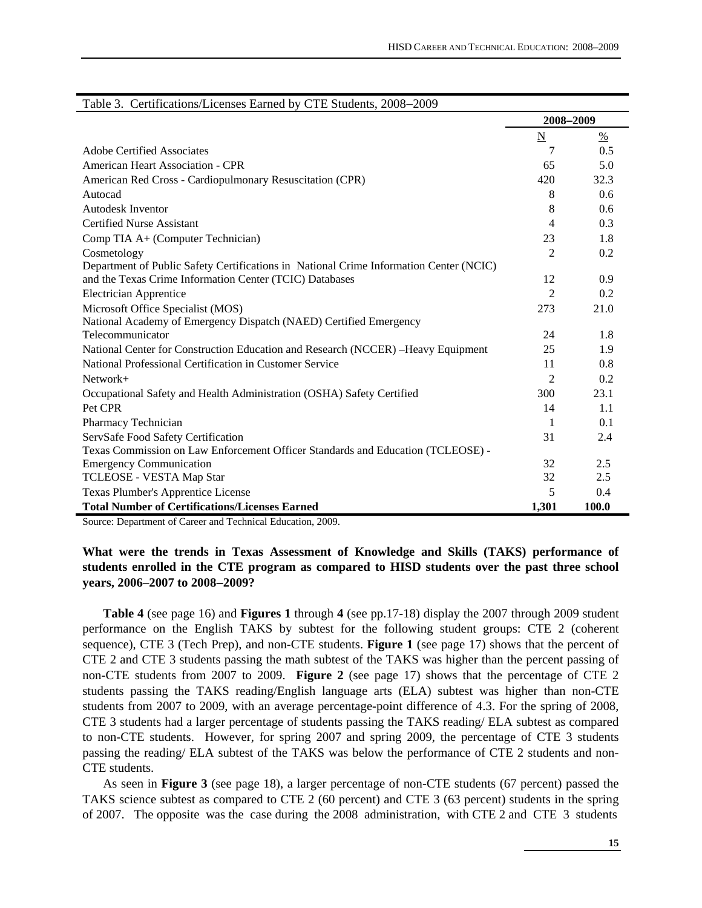Table 3. Certifications/Licenses Earned by CTE Students, 2008–2009

| | 2008–2009 | |
|---|---|---|
| | N | % |
| Adobe Certified Associates | 7 | 0.5 |
| American Heart Association - CPR | 65 | 5.0 |
| American Red Cross - Cardiopulmonary Resuscitation (CPR) | 420 | 32.3 |
| Autocad | 8 | 0.6 |
| Autodesk Inventor | 8 | 0.6 |
| Certified Nurse Assistant | 4 | 0.3 |
| Comp TIA A+ (Computer Technician) | 23 | 1.8 |
| Cosmetology | 2 | 0.2 |
| Department of Public Safety Certifications in National Crime Information Center (NCIC) and the Texas Crime Information Center (TCIC) Databases | 12 | 0.9 |
| Electrician Apprentice | 2 | 0.2 |
| Microsoft Office Specialist (MOS) | 273 | 21.0 |
| National Academy of Emergency Dispatch (NAED) Certified Emergency Telecommunicator | 24 | 1.8 |
| National Center for Construction Education and Research (NCCER) –Heavy Equipment | 25 | 1.9 |
| National Professional Certification in Customer Service | 11 | 0.8 |
| Network+ | 2 | 0.2 |
| Occupational Safety and Health Administration (OSHA) Safety Certified | 300 | 23.1 |
| Pet CPR | 14 | 1.1 |
| Pharmacy Technician | 1 | 0.1 |
| ServSafe Food Safety Certification | 31 | 2.4 |
| Texas Commission on Law Enforcement Officer Standards and Education (TCLEOSE) - Emergency Communication | 32 | 2.5 |
| TCLEOSE - VESTA Map Star | 32 | 2.5 |
| Texas Plumber's Apprentice License | 5 | 0.4 |
| **Total Number of Certifications/Licenses Earned** | **1,301** | **100.0** |

Source: Department of Career and Technical Education, 2009.

**What were the trends in Texas Assessment of Knowledge and Skills (TAKS) performance of students enrolled in the CTE program as compared to HISD students over the past three school years, 2006–2007 to 2008–2009?**

**Table 4** (see page 16) and **Figures 1** through **4** (see pp.17-18) display the 2007 through 2009 student performance on the English TAKS by subtest for the following student groups: CTE 2 (coherent sequence), CTE 3 (Tech Prep), and non-CTE students. **Figure 1** (see page 17) shows that the percent of CTE 2 and CTE 3 students passing the math subtest of the TAKS was higher than the percent passing of non-CTE students from 2007 to 2009. **Figure 2** (see page 17) shows that the percentage of CTE 2 students passing the TAKS reading/English language arts (ELA) subtest was higher than non-CTE students from 2007 to 2009, with an average percentage-point difference of 4.3. For the spring of 2008, CTE 3 students had a larger percentage of students passing the TAKS reading/ ELA subtest as compared to non-CTE students. However, for spring 2007 and spring 2009, the percentage of CTE 3 students passing the reading/ ELA subtest of the TAKS was below the performance of CTE 2 students and non-CTE students.

As seen in **Figure 3** (see page 18), a larger percentage of non-CTE students (67 percent) passed the TAKS science subtest as compared to CTE 2 (60 percent) and CTE 3 (63 percent) students in the spring of 2007. The opposite was the case during the 2008 administration, with CTE 2 and CTE 3 students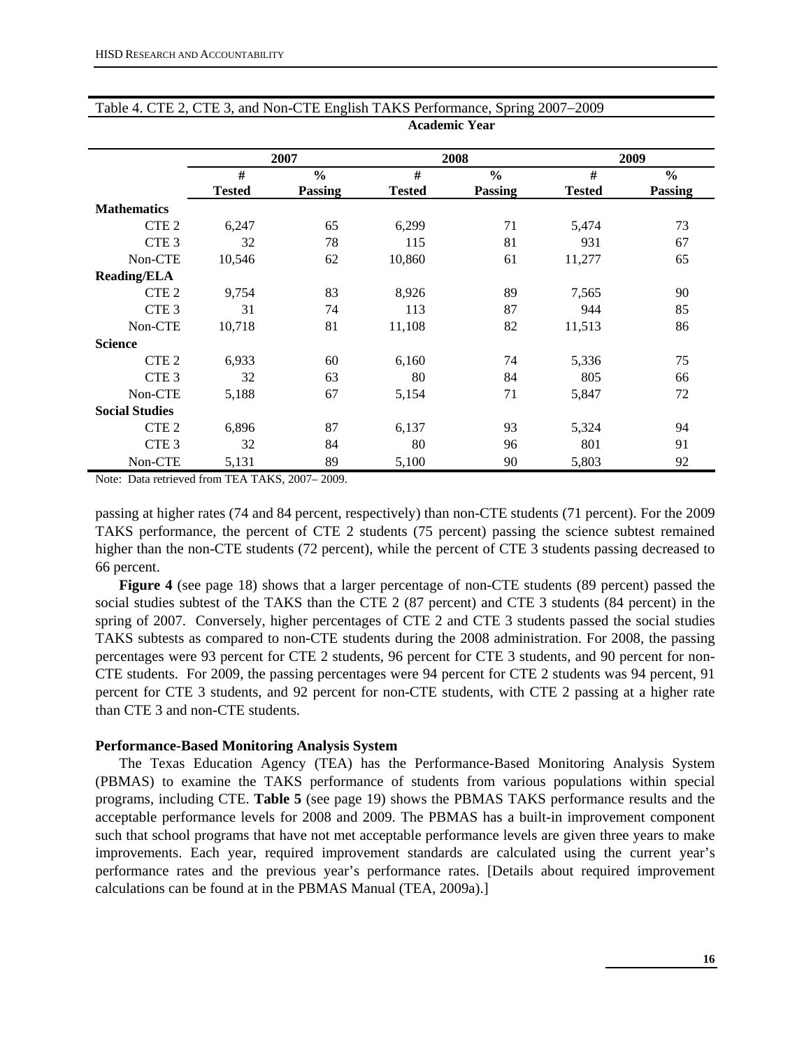Table 4. CTE 2, CTE 3, and Non-CTE English TAKS Performance, Spring 2007–2009

| | Academic Year | | | | | |
|---|---|---|---|---|---|---|
| | 2007 | | 2008 | | 2009 | |
| | # Tested | % Passing | # Tested | % Passing | # Tested | % Passing |
| **Mathematics** | | | | | | |
| CTE 2 | 6,247 | 65 | 6,299 | 71 | 5,474 | 73 |
| CTE 3 | 32 | 78 | 115 | 81 | 931 | 67 |
| Non-CTE | 10,546 | 62 | 10,860 | 61 | 11,277 | 65 |
| **Reading/ELA** | | | | | | |
| CTE 2 | 9,754 | 83 | 8,926 | 89 | 7,565 | 90 |
| CTE 3 | 31 | 74 | 113 | 87 | 944 | 85 |
| Non-CTE | 10,718 | 81 | 11,108 | 82 | 11,513 | 86 |
| **Science** | | | | | | |
| CTE 2 | 6,933 | 60 | 6,160 | 74 | 5,336 | 75 |
| CTE 3 | 32 | 63 | 80 | 84 | 805 | 66 |
| Non-CTE | 5,188 | 67 | 5,154 | 71 | 5,847 | 72 |
| **Social Studies** | | | | | | |
| CTE 2 | 6,896 | 87 | 6,137 | 93 | 5,324 | 94 |
| CTE 3 | 32 | 84 | 80 | 96 | 801 | 91 |
| Non-CTE | 5,131 | 89 | 5,100 | 90 | 5,803 | 92 |

Note: Data retrieved from TEA TAKS, 2007– 2009.

passing at higher rates (74 and 84 percent, respectively) than non-CTE students (71 percent). For the 2009 TAKS performance, the percent of CTE 2 students (75 percent) passing the science subtest remained higher than the non-CTE students (72 percent), while the percent of CTE 3 students passing decreased to 66 percent.

**Figure 4** (see page 18) shows that a larger percentage of non-CTE students (89 percent) passed the social studies subtest of the TAKS than the CTE 2 (87 percent) and CTE 3 students (84 percent) in the spring of 2007. Conversely, higher percentages of CTE 2 and CTE 3 students passed the social studies TAKS subtests as compared to non-CTE students during the 2008 administration. For 2008, the passing percentages were 93 percent for CTE 2 students, 96 percent for CTE 3 students, and 90 percent for non-CTE students. For 2009, the passing percentages were 94 percent for CTE 2 students was 94 percent, 91 percent for CTE 3 students, and 92 percent for non-CTE students, with CTE 2 passing at a higher rate than CTE 3 and non-CTE students.

**Performance-Based Monitoring Analysis System**

The Texas Education Agency (TEA) has the Performance-Based Monitoring Analysis System (PBMAS) to examine the TAKS performance of students from various populations within special programs, including CTE. **Table 5** (see page 19) shows the PBMAS TAKS performance results and the acceptable performance levels for 2008 and 2009. The PBMAS has a built-in improvement component such that school programs that have not met acceptable performance levels are given three years to make improvements. Each year, required improvement standards are calculated using the current year's performance rates and the previous year's performance rates. [Details about required improvement calculations can be found at in the PBMAS Manual (TEA, 2009a).]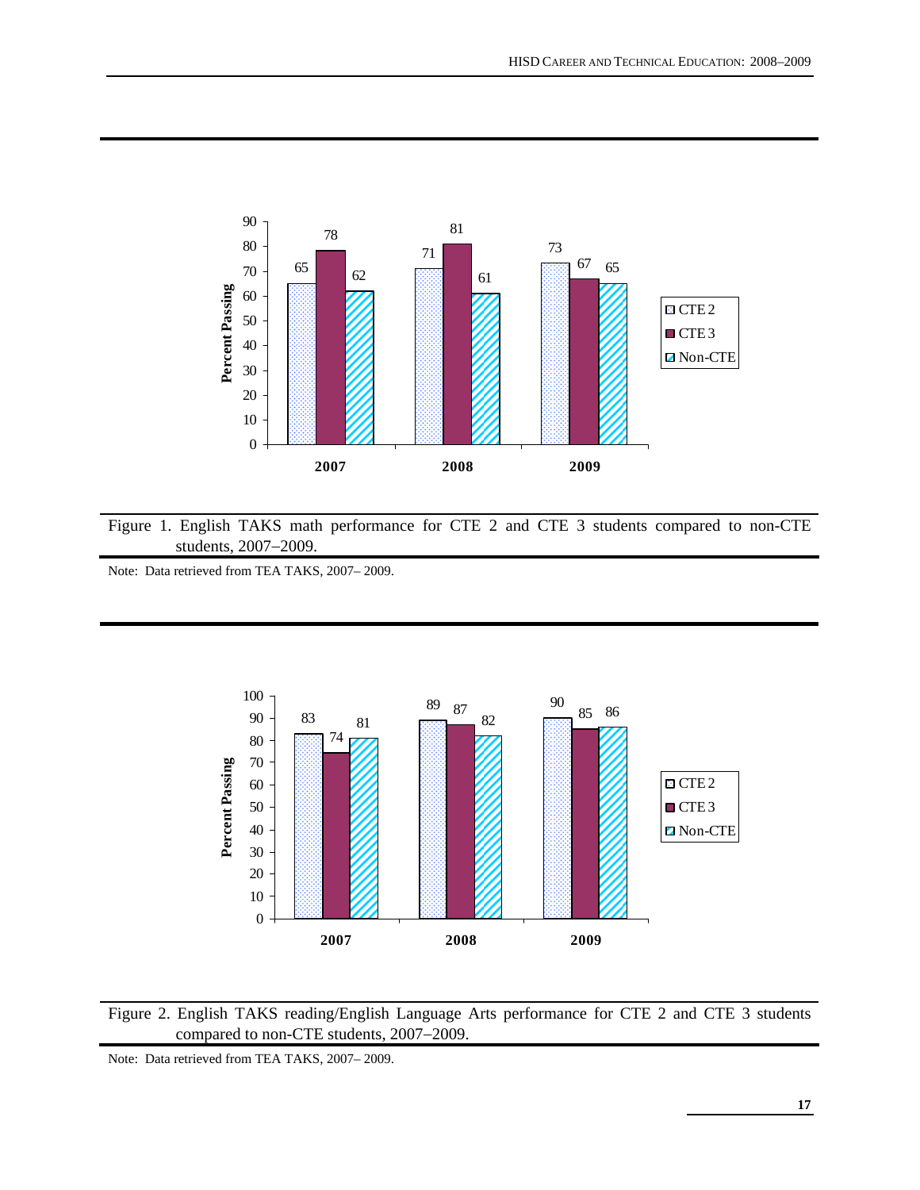| | CTE 2 | CTE 3 | Non-CTE |
|---|---|---|---|
| 2007 | 65 | 78 | 62 |
| 2008 | 71 | 81 | 61 |
| 2009 | 73 | 67 | 65 |

Figure 1. English TAKS math performance for CTE 2 and CTE 3 students compared to non-CTE students, 2007–2009.

Note: Data retrieved from TEA TAKS, 2007– 2009.

| | CTE 2 | CTE 3 | Non-CTE |
|---|---|---|---|
| 2007 | 83 | 74 | 81 |
| 2008 | 89 | 87 | 82 |
| 2009 | 90 | 85 | 86 |

Figure 2. English TAKS reading/English Language Arts performance for CTE 2 and CTE 3 students compared to non-CTE students, 2007–2009.

Note: Data retrieved from TEA TAKS, 2007– 2009.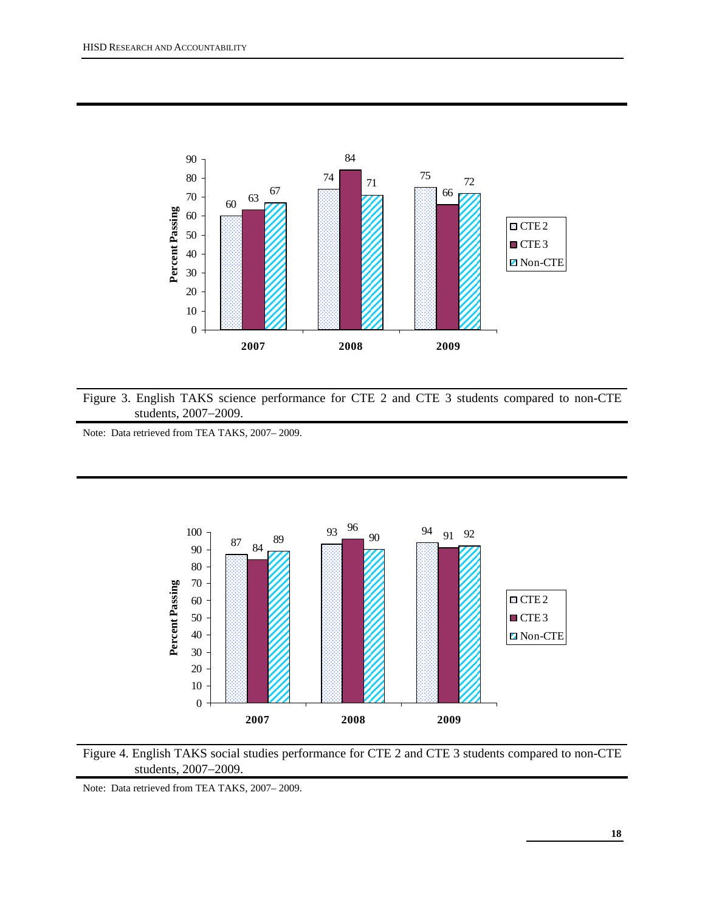| Year | CTE 2 | CTE 3 | Non-CTE |
|---|---|---|---|
| 2007 | 60 | 63 | 67 |
| 2008 | 74 | 84 | 71 |
| 2009 | 75 | 66 | 72 |

Figure 3. English TAKS science performance for CTE 2 and CTE 3 students compared to non-CTE students, 2007–2009.

Note: Data retrieved from TEA TAKS, 2007– 2009.

| Year | CTE 2 | CTE 3 | Non-CTE |
|---|---|---|---|
| 2007 | 87 | 84 | 89 |
| 2008 | 93 | 96 | 90 |
| 2009 | 94 | 91 | 92 |

Figure 4. English TAKS social studies performance for CTE 2 and CTE 3 students compared to non-CTE students, 2007–2009.

Note: Data retrieved from TEA TAKS, 2007– 2009.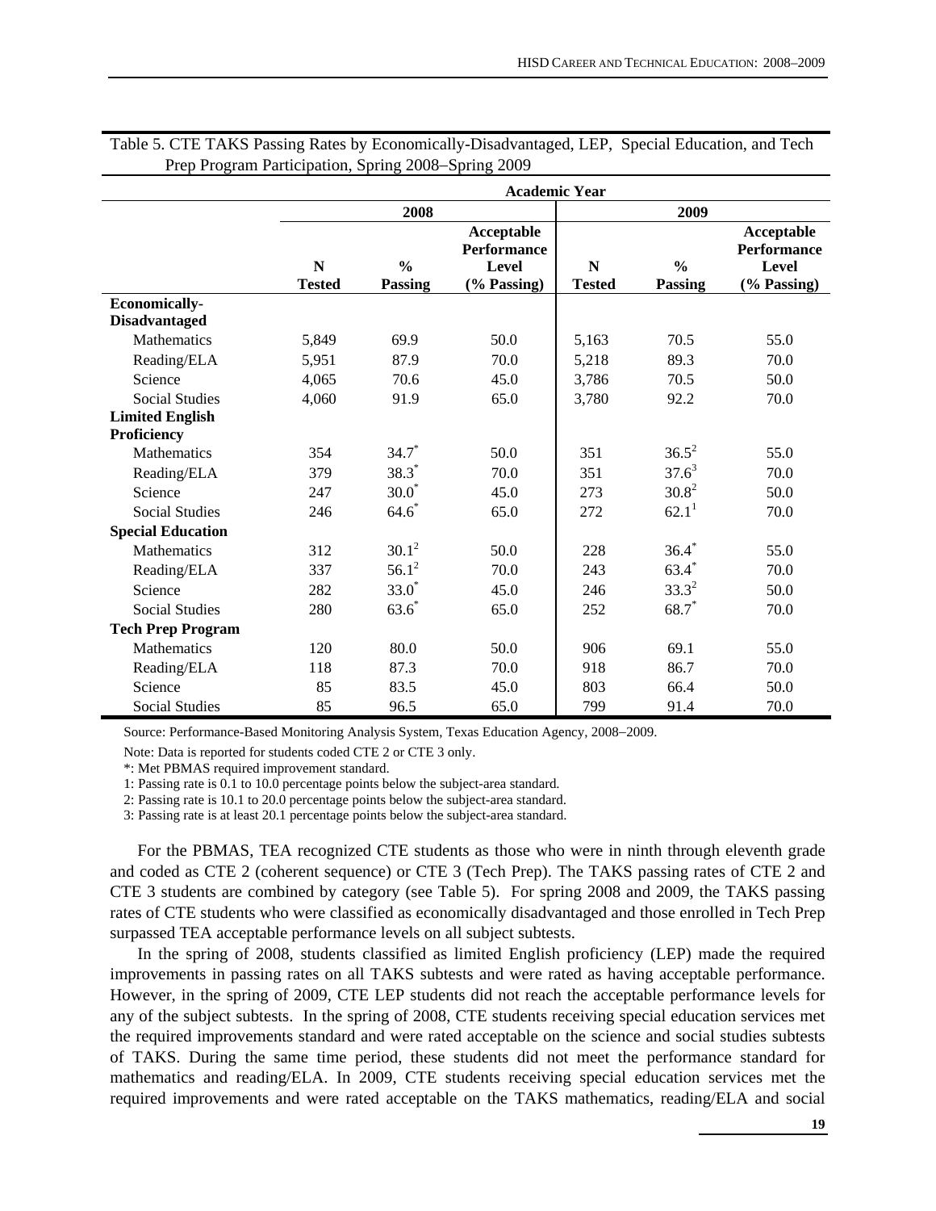Table 5. CTE TAKS Passing Rates by Economically-Disadvantaged, LEP, Special Education, and Tech Prep Program Participation, Spring 2008–Spring 2009

| | Academic Year | | | | | |
|---|---|---|---|---|---|---|
| | 2008 | | | 2009 | | |
| | N Tested | % Passing | Acceptable Performance Level (% Passing) | N Tested | % Passing | Acceptable Performance Level (% Passing) |
| **Economically-Disadvantaged** | | | | | | |
| Mathematics | 5,849 | 69.9 | 50.0 | 5,163 | 70.5 | 55.0 |
| Reading/ELA | 5,951 | 87.9 | 70.0 | 5,218 | 89.3 | 70.0 |
| Science | 4,065 | 70.6 | 45.0 | 3,786 | 70.5 | 50.0 |
| Social Studies | 4,060 | 91.9 | 65.0 | 3,780 | 92.2 | 70.0 |
| **Limited English Proficiency** | | | | | | |
| Mathematics | 354 | 34.7* | 50.0 | 351 | 36.5[2] | 55.0 |
| Reading/ELA | 379 | 38.3* | 70.0 | 351 | 37.6[3] | 70.0 |
| Science | 247 | 30.0* | 45.0 | 273 | 30.8[2] | 50.0 |
| Social Studies | 246 | 64.6* | 65.0 | 272 | 62.1[1] | 70.0 |
| **Special Education** | | | | | | |
| Mathematics | 312 | 30.1[2] | 50.0 | 228 | 36.4* | 55.0 |
| Reading/ELA | 337 | 56.1[2] | 70.0 | 243 | 63.4* | 70.0 |
| Science | 282 | 33.0* | 45.0 | 246 | 33.3[2] | 50.0 |
| Social Studies | 280 | 63.6* | 65.0 | 252 | 68.7* | 70.0 |
| **Tech Prep Program** | | | | | | |
| Mathematics | 120 | 80.0 | 50.0 | 906 | 69.1 | 55.0 |
| Reading/ELA | 118 | 87.3 | 70.0 | 918 | 86.7 | 70.0 |
| Science | 85 | 83.5 | 45.0 | 803 | 66.4 | 50.0 |
| Social Studies | 85 | 96.5 | 65.0 | 799 | 91.4 | 70.0 |

Source: Performance-Based Monitoring Analysis System, Texas Education Agency, 2008–2009.

Note: Data is reported for students coded CTE 2 or CTE 3 only.

*: Met PBMAS required improvement standard.

1: Passing rate is 0.1 to 10.0 percentage points below the subject-area standard.

2: Passing rate is 10.1 to 20.0 percentage points below the subject-area standard.

3: Passing rate is at least 20.1 percentage points below the subject-area standard.

For the PBMAS, TEA recognized CTE students as those who were in ninth through eleventh grade and coded as CTE 2 (coherent sequence) or CTE 3 (Tech Prep). The TAKS passing rates of CTE 2 and CTE 3 students are combined by category (see Table 5). For spring 2008 and 2009, the TAKS passing rates of CTE students who were classified as economically disadvantaged and those enrolled in Tech Prep surpassed TEA acceptable performance levels on all subject subtests.

In the spring of 2008, students classified as limited English proficiency (LEP) made the required improvements in passing rates on all TAKS subtests and were rated as having acceptable performance. However, in the spring of 2009, CTE LEP students did not reach the acceptable performance levels for any of the subject subtests. In the spring of 2008, CTE students receiving special education services met the required improvements standard and were rated acceptable on the science and social studies subtests of TAKS. During the same time period, these students did not meet the performance standard for mathematics and reading/ELA. In 2009, CTE students receiving special education services met the required improvements and were rated acceptable on the TAKS mathematics, reading/ELA and social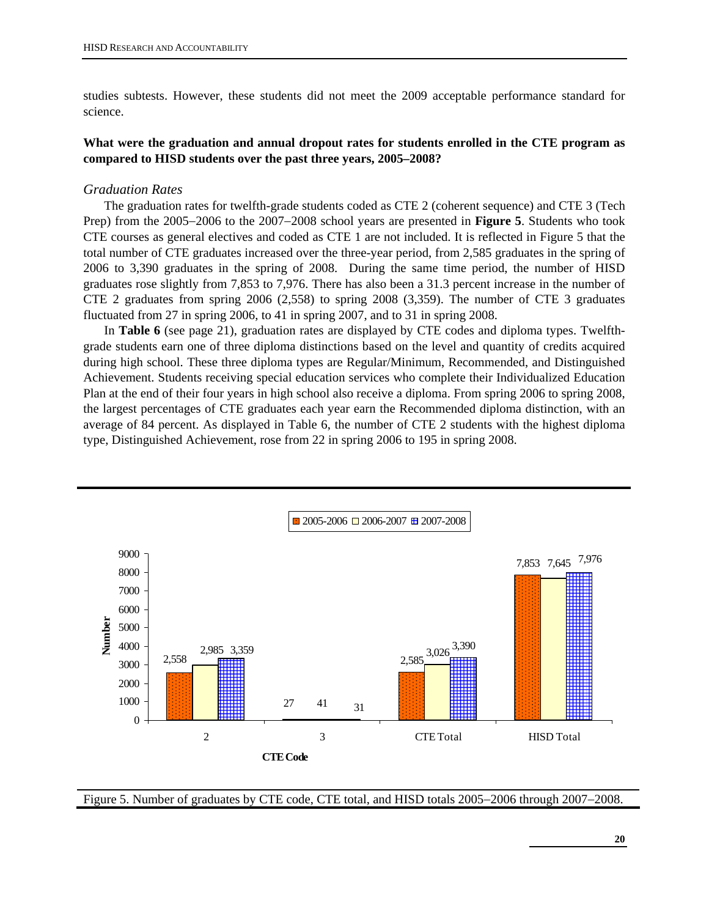studies subtests. However, these students did not meet the 2009 acceptable performance standard for science.

**What were the graduation and annual dropout rates for students enrolled in the CTE program as compared to HISD students over the past three years, 2005–2008?**

*Graduation Rates*

The graduation rates for twelfth-grade students coded as CTE 2 (coherent sequence) and CTE 3 (Tech Prep) from the 2005–2006 to the 2007–2008 school years are presented in **Figure 5**. Students who took CTE courses as general electives and coded as CTE 1 are not included. It is reflected in Figure 5 that the total number of CTE graduates increased over the three-year period, from 2,585 graduates in the spring of 2006 to 3,390 graduates in the spring of 2008. During the same time period, the number of HISD graduates rose slightly from 7,853 to 7,976. There has also been a 31.3 percent increase in the number of CTE 2 graduates from spring 2006 (2,558) to spring 2008 (3,359). The number of CTE 3 graduates fluctuated from 27 in spring 2006, to 41 in spring 2007, and to 31 in spring 2008.

In **Table 6** (see page 21), graduation rates are displayed by CTE codes and diploma types. Twelfth-grade students earn one of three diploma distinctions based on the level and quantity of credits acquired during high school. These three diploma types are Regular/Minimum, Recommended, and Distinguished Achievement. Students receiving special education services who complete their Individualized Education Plan at the end of their four years in high school also receive a diploma. From spring 2006 to spring 2008, the largest percentages of CTE graduates each year earn the Recommended diploma distinction, with an average of 84 percent. As displayed in Table 6, the number of CTE 2 students with the highest diploma type, Distinguished Achievement, rose from 22 in spring 2006 to 195 in spring 2008.

| CTE Code | 2005-2006 | 2006-2007 | 2007-2008 |
|---|---|---|---|
| 2 | 2,558 | 2,985 | 3,359 |
| 3 | 27 | 41 | 31 |
| CTE Total | 2,585 | 3,026 | 3,390 |
| HISD Total | 7,853 | 7,645 | 7,976 |

Figure 5. Number of graduates by CTE code, CTE total, and HISD totals 2005–2006 through 2007–2008.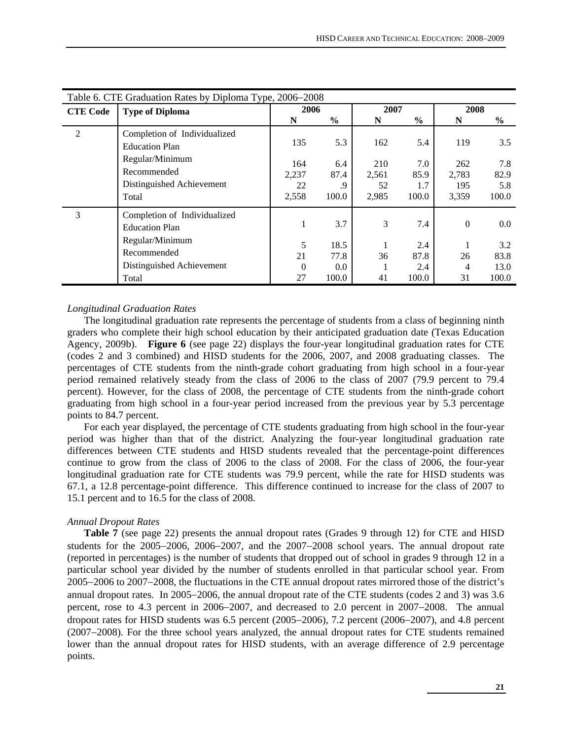Table 6. CTE Graduation Rates by Diploma Type, 2006–2008

| CTE Code | Type of Diploma | 2006 | | 2007 | | 2008 | |
|---|---|---|---|---|---|---|---|
| | | N | % | N | % | N | % |
| 2 | Completion of Individualized Education Plan | 135 | 5.3 | 162 | 5.4 | 119 | 3.5 |
| | Regular/Minimum | 164 | 6.4 | 210 | 7.0 | 262 | 7.8 |
| | Recommended | 2,237 | 87.4 | 2,561 | 85.9 | 2,783 | 82.9 |
| | Distinguished Achievement | 22 | .9 | 52 | 1.7 | 195 | 5.8 |
| | Total | 2,558 | 100.0 | 2,985 | 100.0 | 3,359 | 100.0 |
| 3 | Completion of Individualized Education Plan | 1 | 3.7 | 3 | 7.4 | 0 | 0.0 |
| | Regular/Minimum | 5 | 18.5 | 1 | 2.4 | 1 | 3.2 |
| | Recommended | 21 | 77.8 | 36 | 87.8 | 26 | 83.8 |
| | Distinguished Achievement | 0 | 0.0 | 1 | 2.4 | 4 | 13.0 |
| | Total | 27 | 100.0 | 41 | 100.0 | 31 | 100.0 |

*Longitudinal Graduation Rates*

The longitudinal graduation rate represents the percentage of students from a class of beginning ninth graders who complete their high school education by their anticipated graduation date (Texas Education Agency, 2009b). **Figure 6** (see page 22) displays the four-year longitudinal graduation rates for CTE (codes 2 and 3 combined) and HISD students for the 2006, 2007, and 2008 graduating classes. The percentages of CTE students from the ninth-grade cohort graduating from high school in a four-year period remained relatively steady from the class of 2006 to the class of 2007 (79.9 percent to 79.4 percent). However, for the class of 2008, the percentage of CTE students from the ninth-grade cohort graduating from high school in a four-year period increased from the previous year by 5.3 percentage points to 84.7 percent.

For each year displayed, the percentage of CTE students graduating from high school in the four-year period was higher than that of the district. Analyzing the four-year longitudinal graduation rate differences between CTE students and HISD students revealed that the percentage-point differences continue to grow from the class of 2006 to the class of 2008. For the class of 2006, the four-year longitudinal graduation rate for CTE students was 79.9 percent, while the rate for HISD students was 67.1, a 12.8 percentage-point difference. This difference continued to increase for the class of 2007 to 15.1 percent and to 16.5 for the class of 2008.

*Annual Dropout Rates*

**Table 7** (see page 22) presents the annual dropout rates (Grades 9 through 12) for CTE and HISD students for the 2005–2006, 2006–2007, and the 2007–2008 school years. The annual dropout rate (reported in percentages) is the number of students that dropped out of school in grades 9 through 12 in a particular school year divided by the number of students enrolled in that particular school year. From 2005–2006 to 2007–2008, the fluctuations in the CTE annual dropout rates mirrored those of the district's annual dropout rates. In 2005–2006, the annual dropout rate of the CTE students (codes 2 and 3) was 3.6 percent, rose to 4.3 percent in 2006–2007, and decreased to 2.0 percent in 2007–2008. The annual dropout rates for HISD students was 6.5 percent (2005–2006), 7.2 percent (2006–2007), and 4.8 percent (2007–2008). For the three school years analyzed, the annual dropout rates for CTE students remained lower than the annual dropout rates for HISD students, with an average difference of 2.9 percentage points.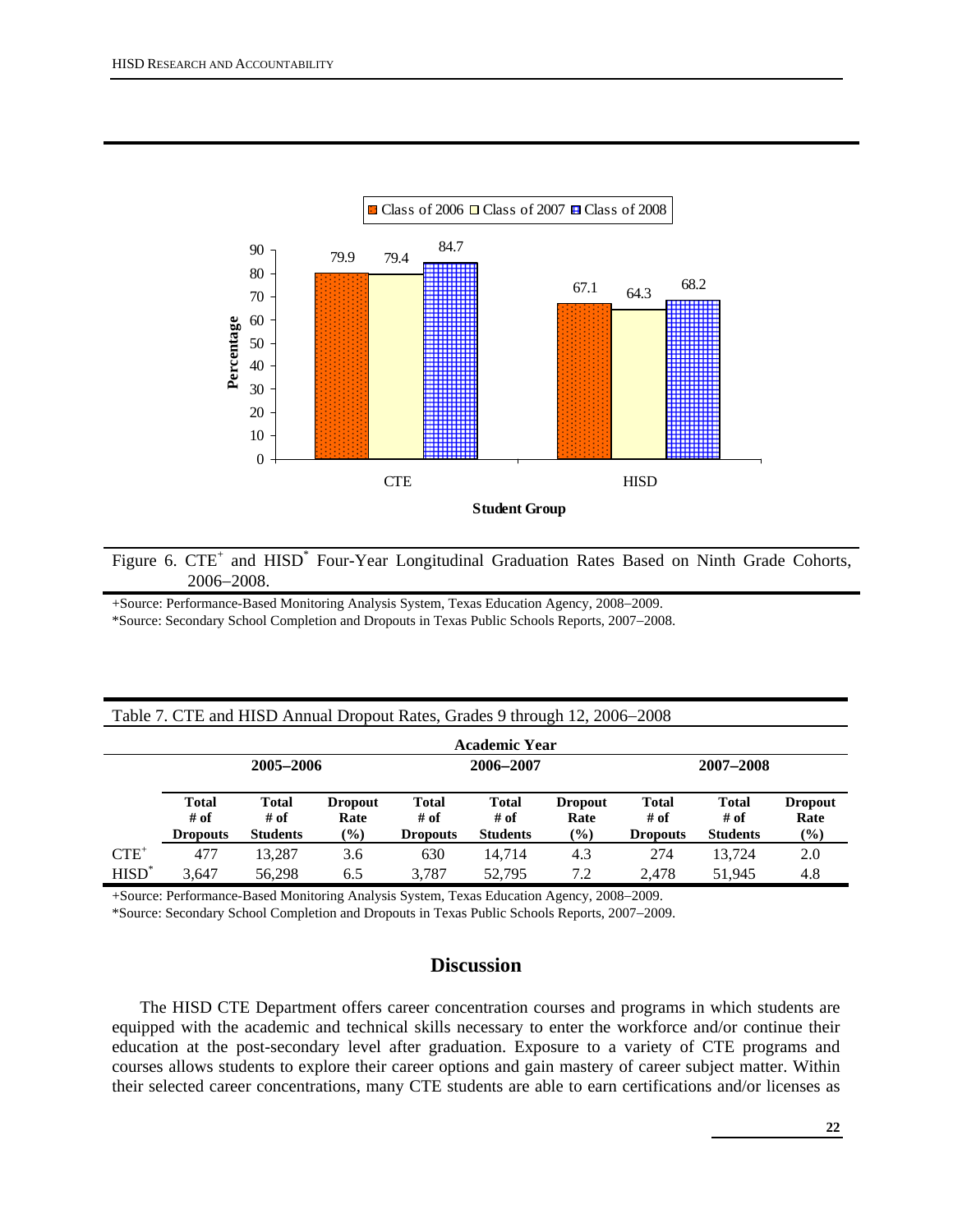Figure 6. CTE[+] and HISD[*] Four-Year Longitudinal Graduation Rates Based on Ninth Grade Cohorts, 2006–2008.

+Source: Performance-Based Monitoring Analysis System, Texas Education Agency, 2008–2009.
*Source: Secondary School Completion and Dropouts in Texas Public Schools Reports, 2007–2008.

Table 7. CTE and HISD Annual Dropout Rates, Grades 9 through 12, 2006–2008

| | Academic Year | | | | | | | | |
|---|---|---|---|---|---|---|---|---|---|
| | 2005–2006 | | | 2006–2007 | | | 2007–2008 | | |
| | Total # of Dropouts | Total # of Students | Dropout Rate (%) | Total # of Dropouts | Total # of Students | Dropout Rate (%) | Total # of Dropouts | Total # of Students | Dropout Rate (%) |
| CTE[+] | 477 | 13,287 | 3.6 | 630 | 14,714 | 4.3 | 274 | 13,724 | 2.0 |
| HISD[*] | 3,647 | 56,298 | 6.5 | 3,787 | 52,795 | 7.2 | 2,478 | 51,945 | 4.8 |

+Source: Performance-Based Monitoring Analysis System, Texas Education Agency, 2008–2009.
*Source: Secondary School Completion and Dropouts in Texas Public Schools Reports, 2007–2009.

## Discussion

The HISD CTE Department offers career concentration courses and programs in which students are equipped with the academic and technical skills necessary to enter the workforce and/or continue their education at the post-secondary level after graduation. Exposure to a variety of CTE programs and courses allows students to explore their career options and gain mastery of career subject matter. Within their selected career concentrations, many CTE students are able to earn certifications and/or licenses as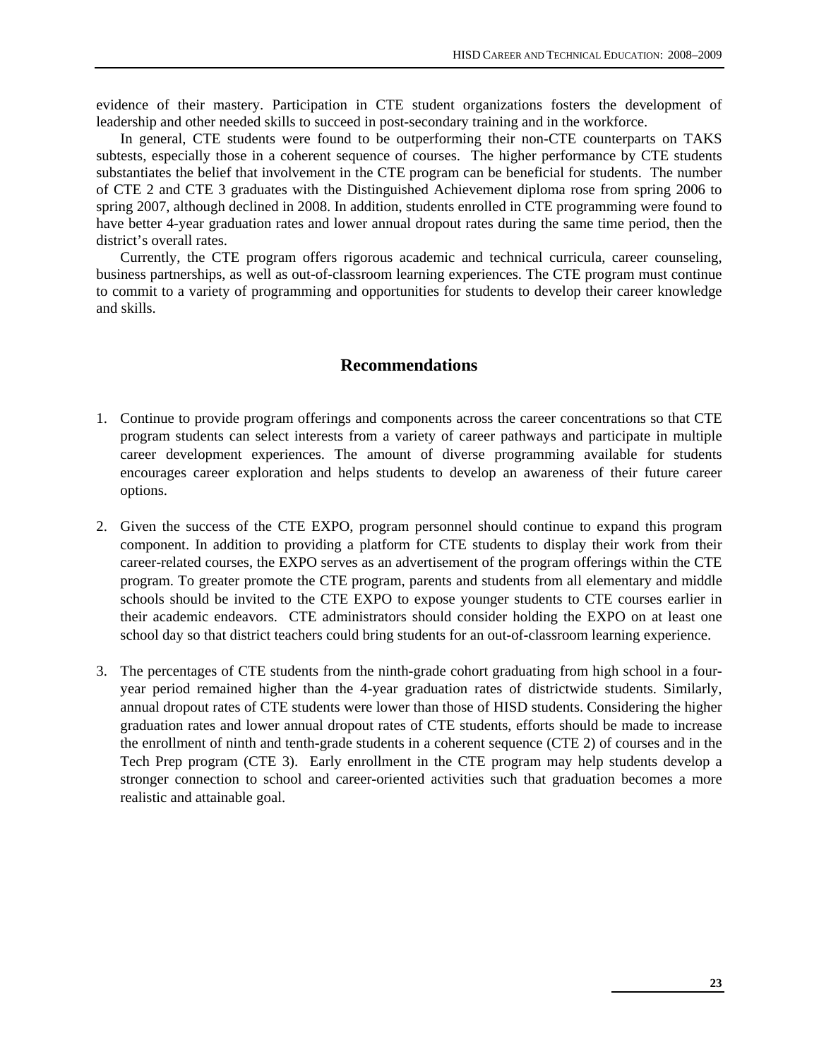evidence of their mastery. Participation in CTE student organizations fosters the development of leadership and other needed skills to succeed in post-secondary training and in the workforce.

In general, CTE students were found to be outperforming their non-CTE counterparts on TAKS subtests, especially those in a coherent sequence of courses. The higher performance by CTE students substantiates the belief that involvement in the CTE program can be beneficial for students. The number of CTE 2 and CTE 3 graduates with the Distinguished Achievement diploma rose from spring 2006 to spring 2007, although declined in 2008. In addition, students enrolled in CTE programming were found to have better 4-year graduation rates and lower annual dropout rates during the same time period, then the district's overall rates.

Currently, the CTE program offers rigorous academic and technical curricula, career counseling, business partnerships, as well as out-of-classroom learning experiences. The CTE program must continue to commit to a variety of programming and opportunities for students to develop their career knowledge and skills.

## Recommendations

1. Continue to provide program offerings and components across the career concentrations so that CTE program students can select interests from a variety of career pathways and participate in multiple career development experiences. The amount of diverse programming available for students encourages career exploration and helps students to develop an awareness of their future career options.

2. Given the success of the CTE EXPO, program personnel should continue to expand this program component. In addition to providing a platform for CTE students to display their work from their career-related courses, the EXPO serves as an advertisement of the program offerings within the CTE program. To greater promote the CTE program, parents and students from all elementary and middle schools should be invited to the CTE EXPO to expose younger students to CTE courses earlier in their academic endeavors. CTE administrators should consider holding the EXPO on at least one school day so that district teachers could bring students for an out-of-classroom learning experience.

3. The percentages of CTE students from the ninth-grade cohort graduating from high school in a four-year period remained higher than the 4-year graduation rates of districtwide students. Similarly, annual dropout rates of CTE students were lower than those of HISD students. Considering the higher graduation rates and lower annual dropout rates of CTE students, efforts should be made to increase the enrollment of ninth and tenth-grade students in a coherent sequence (CTE 2) of courses and in the Tech Prep program (CTE 3). Early enrollment in the CTE program may help students develop a stronger connection to school and career-oriented activities such that graduation becomes a more realistic and attainable goal.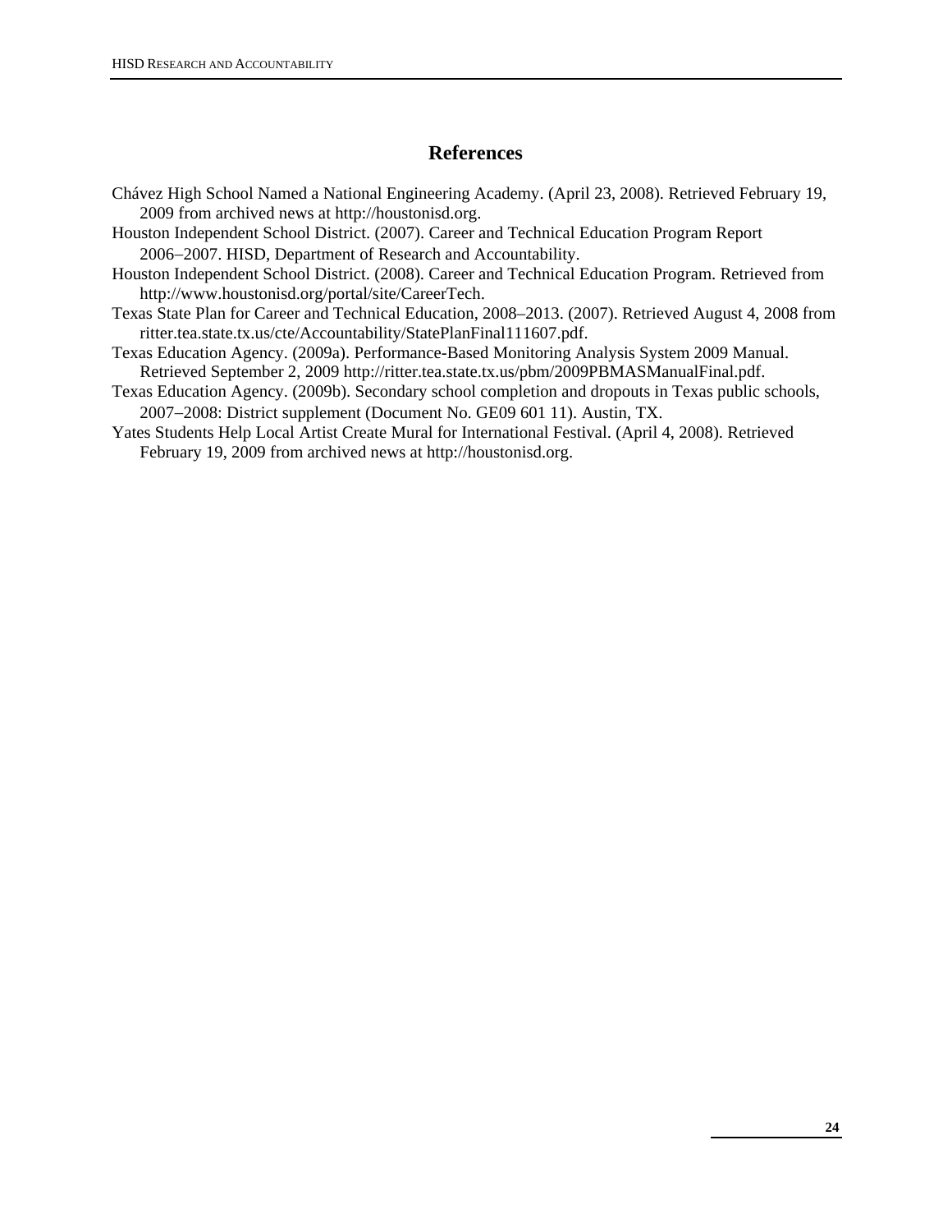# References

Chávez High School Named a National Engineering Academy. (April 23, 2008). Retrieved February 19, 2009 from archived news at http://houstonisd.org.

Houston Independent School District. (2007). Career and Technical Education Program Report 2006–2007. HISD, Department of Research and Accountability.

Houston Independent School District. (2008). Career and Technical Education Program. Retrieved from http://www.houstonisd.org/portal/site/CareerTech.

Texas State Plan for Career and Technical Education, 2008–2013. (2007). Retrieved August 4, 2008 from ritter.tea.state.tx.us/cte/Accountability/StatePlanFinal111607.pdf.

Texas Education Agency. (2009a). Performance-Based Monitoring Analysis System 2009 Manual. Retrieved September 2, 2009 http://ritter.tea.state.tx.us/pbm/2009PBMASManualFinal.pdf.

Texas Education Agency. (2009b). Secondary school completion and dropouts in Texas public schools, 2007–2008: District supplement (Document No. GE09 601 11). Austin, TX.

Yates Students Help Local Artist Create Mural for International Festival. (April 4, 2008). Retrieved February 19, 2009 from archived news at http://houstonisd.org.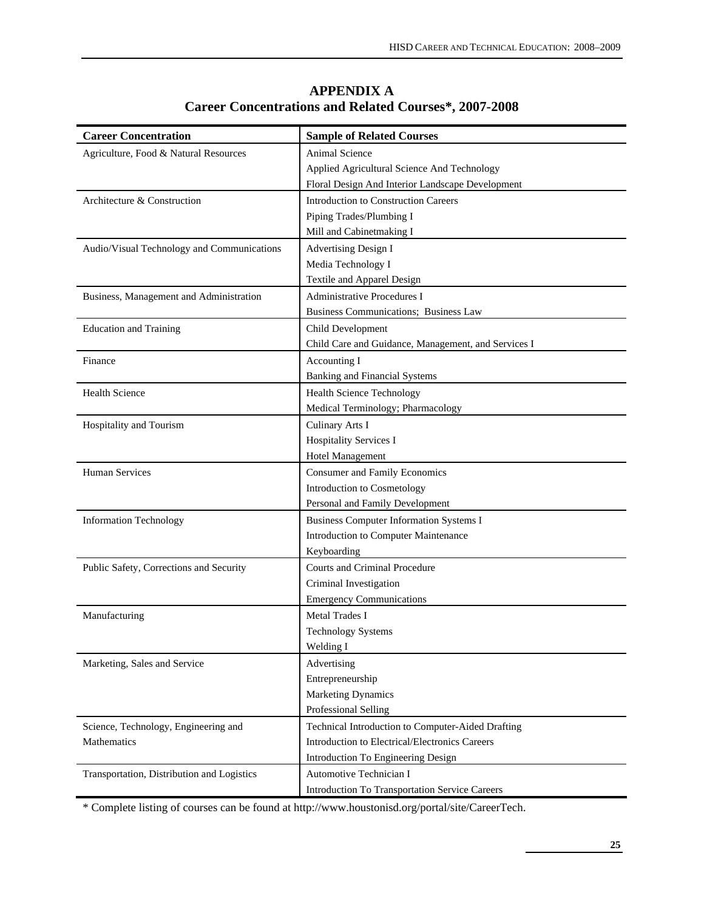# APPENDIX A

## Career Concentrations and Related Courses*, 2007-2008

| Career Concentration | Sample of Related Courses |
|---|---|
| Agriculture, Food & Natural Resources | Animal Science |
| | Applied Agricultural Science And Technology |
| | Floral Design And Interior Landscape Development |
| Architecture & Construction | Introduction to Construction Careers |
| | Piping Trades/Plumbing I |
| | Mill and Cabinetmaking I |
| Audio/Visual Technology and Communications | Advertising Design I |
| | Media Technology I |
| | Textile and Apparel Design |
| Business, Management and Administration | Administrative Procedures I |
| | Business Communications; Business Law |
| Education and Training | Child Development |
| | Child Care and Guidance, Management, and Services I |
| Finance | Accounting I |
| | Banking and Financial Systems |
| Health Science | Health Science Technology |
| | Medical Terminology; Pharmacology |
| Hospitality and Tourism | Culinary Arts I |
| | Hospitality Services I |
| | Hotel Management |
| Human Services | Consumer and Family Economics |
| | Introduction to Cosmetology |
| | Personal and Family Development |
| Information Technology | Business Computer Information Systems I |
| | Introduction to Computer Maintenance |
| | Keyboarding |
| Public Safety, Corrections and Security | Courts and Criminal Procedure |
| | Criminal Investigation |
| | Emergency Communications |
| Manufacturing | Metal Trades I |
| | Technology Systems |
| | Welding I |
| Marketing, Sales and Service | Advertising |
| | Entrepreneurship |
| | Marketing Dynamics |
| | Professional Selling |
| Science, Technology, Engineering and Mathematics | Technical Introduction to Computer-Aided Drafting |
| | Introduction to Electrical/Electronics Careers |
| | Introduction To Engineering Design |
| Transportation, Distribution and Logistics | Automotive Technician I |
| | Introduction To Transportation Service Careers |

* Complete listing of courses can be found at http://www.houstonisd.org/portal/site/CareerTech.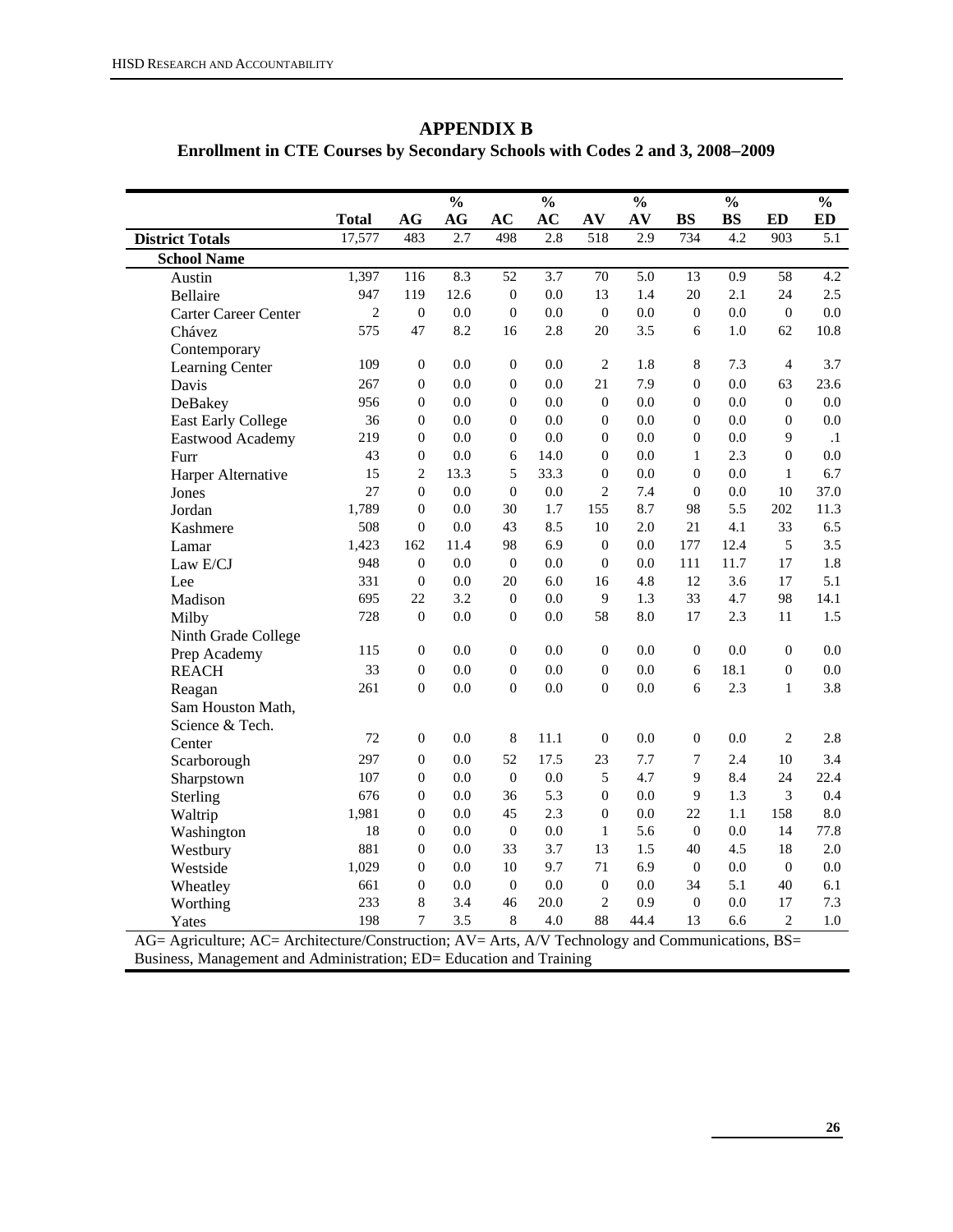# APPENDIX B

## Enrollment in CTE Courses by Secondary Schools with Codes 2 and 3, 2008–2009

| | Total | AG | % AG | AC | % AC | AV | % AV | BS | % BS | ED | % ED |
|---|---|---|---|---|---|---|---|---|---|---|---|
| **District Totals** | 17,577 | 483 | 2.7 | 498 | 2.8 | 518 | 2.9 | 734 | 4.2 | 903 | 5.1 |
| **School Name** | | | | | | | | | | | |
| Austin | 1,397 | 116 | 8.3 | 52 | 3.7 | 70 | 5.0 | 13 | 0.9 | 58 | 4.2 |
| Bellaire | 947 | 119 | 12.6 | 0 | 0.0 | 13 | 1.4 | 20 | 2.1 | 24 | 2.5 |
| Carter Career Center | 2 | 0 | 0.0 | 0 | 0.0 | 0 | 0.0 | 0 | 0.0 | 0 | 0.0 |
| Chávez | 575 | 47 | 8.2 | 16 | 2.8 | 20 | 3.5 | 6 | 1.0 | 62 | 10.8 |
| Contemporary Learning Center | 109 | 0 | 0.0 | 0 | 0.0 | 2 | 1.8 | 8 | 7.3 | 4 | 3.7 |
| Davis | 267 | 0 | 0.0 | 0 | 0.0 | 21 | 7.9 | 0 | 0.0 | 63 | 23.6 |
| DeBakey | 956 | 0 | 0.0 | 0 | 0.0 | 0 | 0.0 | 0 | 0.0 | 0 | 0.0 |
| East Early College | 36 | 0 | 0.0 | 0 | 0.0 | 0 | 0.0 | 0 | 0.0 | 0 | 0.0 |
| Eastwood Academy | 219 | 0 | 0.0 | 0 | 0.0 | 0 | 0.0 | 0 | 0.0 | 9 | .1 |
| Furr | 43 | 0 | 0.0 | 6 | 14.0 | 0 | 0.0 | 1 | 2.3 | 0 | 0.0 |
| Harper Alternative | 15 | 2 | 13.3 | 5 | 33.3 | 0 | 0.0 | 0 | 0.0 | 1 | 6.7 |
| Jones | 27 | 0 | 0.0 | 0 | 0.0 | 2 | 7.4 | 0 | 0.0 | 10 | 37.0 |
| Jordan | 1,789 | 0 | 0.0 | 30 | 1.7 | 155 | 8.7 | 98 | 5.5 | 202 | 11.3 |
| Kashmere | 508 | 0 | 0.0 | 43 | 8.5 | 10 | 2.0 | 21 | 4.1 | 33 | 6.5 |
| Lamar | 1,423 | 162 | 11.4 | 98 | 6.9 | 0 | 0.0 | 177 | 12.4 | 5 | 3.5 |
| Law E/CJ | 948 | 0 | 0.0 | 0 | 0.0 | 0 | 0.0 | 111 | 11.7 | 17 | 1.8 |
| Lee | 331 | 0 | 0.0 | 20 | 6.0 | 16 | 4.8 | 12 | 3.6 | 17 | 5.1 |
| Madison | 695 | 22 | 3.2 | 0 | 0.0 | 9 | 1.3 | 33 | 4.7 | 98 | 14.1 |
| Milby | 728 | 0 | 0.0 | 0 | 0.0 | 58 | 8.0 | 17 | 2.3 | 11 | 1.5 |
| Ninth Grade College Prep Academy | 115 | 0 | 0.0 | 0 | 0.0 | 0 | 0.0 | 0 | 0.0 | 0 | 0.0 |
| REACH | 33 | 0 | 0.0 | 0 | 0.0 | 0 | 0.0 | 6 | 18.1 | 0 | 0.0 |
| Reagan | 261 | 0 | 0.0 | 0 | 0.0 | 0 | 0.0 | 6 | 2.3 | 1 | 3.8 |
| Sam Houston Math, Science & Tech. Center | 72 | 0 | 0.0 | 8 | 11.1 | 0 | 0.0 | 0 | 0.0 | 2 | 2.8 |
| Scarborough | 297 | 0 | 0.0 | 52 | 17.5 | 23 | 7.7 | 7 | 2.4 | 10 | 3.4 |
| Sharpstown | 107 | 0 | 0.0 | 0 | 0.0 | 5 | 4.7 | 9 | 8.4 | 24 | 22.4 |
| Sterling | 676 | 0 | 0.0 | 36 | 5.3 | 0 | 0.0 | 9 | 1.3 | 3 | 0.4 |
| Waltrip | 1,981 | 0 | 0.0 | 45 | 2.3 | 0 | 0.0 | 22 | 1.1 | 158 | 8.0 |
| Washington | 18 | 0 | 0.0 | 0 | 0.0 | 1 | 5.6 | 0 | 0.0 | 14 | 77.8 |
| Westbury | 881 | 0 | 0.0 | 33 | 3.7 | 13 | 1.5 | 40 | 4.5 | 18 | 2.0 |
| Westside | 1,029 | 0 | 0.0 | 10 | 9.7 | 71 | 6.9 | 0 | 0.0 | 0 | 0.0 |
| Wheatley | 661 | 0 | 0.0 | 0 | 0.0 | 0 | 0.0 | 34 | 5.1 | 40 | 6.1 |
| Worthing | 233 | 8 | 3.4 | 46 | 20.0 | 2 | 0.9 | 0 | 0.0 | 17 | 7.3 |
| Yates | 198 | 7 | 3.5 | 8 | 4.0 | 88 | 44.4 | 13 | 6.6 | 2 | 1.0 |

AG= Agriculture; AC= Architecture/Construction; AV= Arts, A/V Technology and Communications, BS= Business, Management and Administration; ED= Education and Training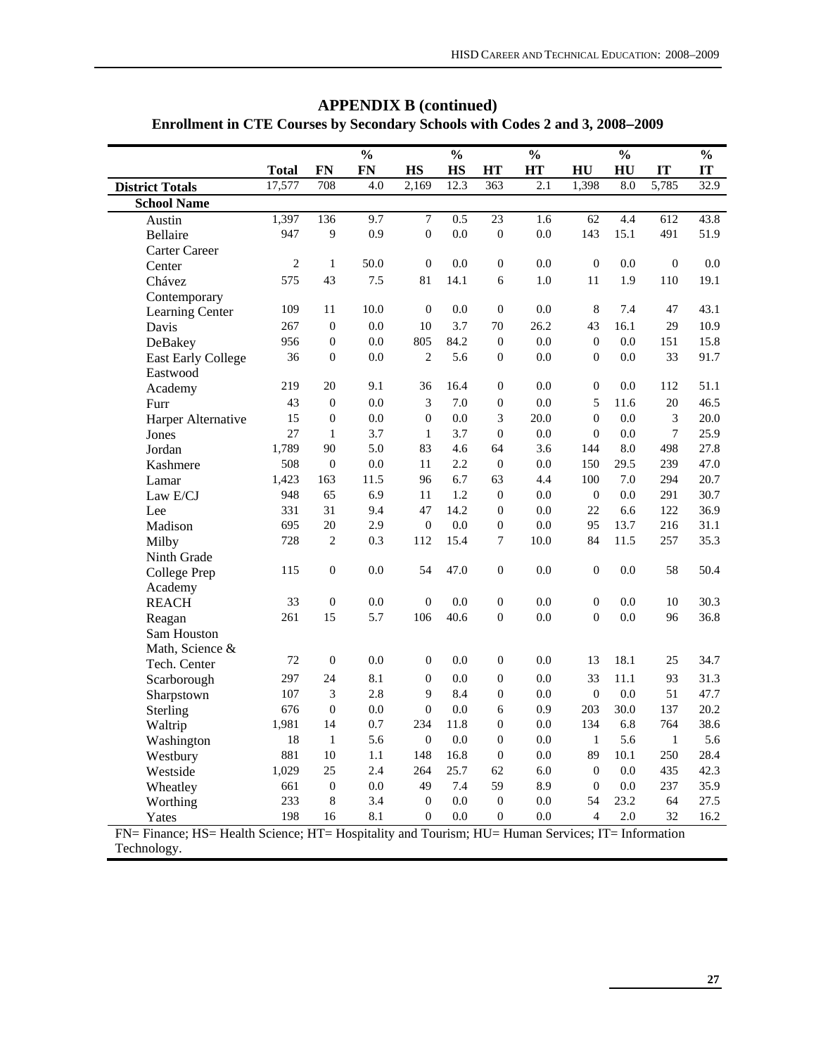## APPENDIX B (continued)

### Enrollment in CTE Courses by Secondary Schools with Codes 2 and 3, 2008–2009

| | Total | FN | % FN | HS | % HS | HT | % HT | HU | % HU | IT | % IT |
|---|---|---|---|---|---|---|---|---|---|---|---|
| **District Totals** | 17,577 | 708 | 4.0 | 2,169 | 12.3 | 363 | 2.1 | 1,398 | 8.0 | 5,785 | 32.9 |
| **School Name** | | | | | | | | | | | |
| Austin | 1,397 | 136 | 9.7 | 7 | 0.5 | 23 | 1.6 | 62 | 4.4 | 612 | 43.8 |
| Bellaire | 947 | 9 | 0.9 | 0 | 0.0 | 0 | 0.0 | 143 | 15.1 | 491 | 51.9 |
| Carter Career Center | 2 | 1 | 50.0 | 0 | 0.0 | 0 | 0.0 | 0 | 0.0 | 0 | 0.0 |
| Chávez | 575 | 43 | 7.5 | 81 | 14.1 | 6 | 1.0 | 11 | 1.9 | 110 | 19.1 |
| Contemporary Learning Center | 109 | 11 | 10.0 | 0 | 0.0 | 0 | 0.0 | 8 | 7.4 | 47 | 43.1 |
| Davis | 267 | 0 | 0.0 | 10 | 3.7 | 70 | 26.2 | 43 | 16.1 | 29 | 10.9 |
| DeBakey | 956 | 0 | 0.0 | 805 | 84.2 | 0 | 0.0 | 0 | 0.0 | 151 | 15.8 |
| East Early College | 36 | 0 | 0.0 | 2 | 5.6 | 0 | 0.0 | 0 | 0.0 | 33 | 91.7 |
| Eastwood Academy | 219 | 20 | 9.1 | 36 | 16.4 | 0 | 0.0 | 0 | 0.0 | 112 | 51.1 |
| Furr | 43 | 0 | 0.0 | 3 | 7.0 | 0 | 0.0 | 5 | 11.6 | 20 | 46.5 |
| Harper Alternative | 15 | 0 | 0.0 | 0 | 0.0 | 3 | 20.0 | 0 | 0.0 | 3 | 20.0 |
| Jones | 27 | 1 | 3.7 | 1 | 3.7 | 0 | 0.0 | 0 | 0.0 | 7 | 25.9 |
| Jordan | 1,789 | 90 | 5.0 | 83 | 4.6 | 64 | 3.6 | 144 | 8.0 | 498 | 27.8 |
| Kashmere | 508 | 0 | 0.0 | 11 | 2.2 | 0 | 0.0 | 150 | 29.5 | 239 | 47.0 |
| Lamar | 1,423 | 163 | 11.5 | 96 | 6.7 | 63 | 4.4 | 100 | 7.0 | 294 | 20.7 |
| Law E/CJ | 948 | 65 | 6.9 | 11 | 1.2 | 0 | 0.0 | 0 | 0.0 | 291 | 30.7 |
| Lee | 331 | 31 | 9.4 | 47 | 14.2 | 0 | 0.0 | 22 | 6.6 | 122 | 36.9 |
| Madison | 695 | 20 | 2.9 | 0 | 0.0 | 0 | 0.0 | 95 | 13.7 | 216 | 31.1 |
| Milby | 728 | 2 | 0.3 | 112 | 15.4 | 7 | 10.0 | 84 | 11.5 | 257 | 35.3 |
| Ninth Grade College Prep Academy | 115 | 0 | 0.0 | 54 | 47.0 | 0 | 0.0 | 0 | 0.0 | 58 | 50.4 |
| REACH | 33 | 0 | 0.0 | 0 | 0.0 | 0 | 0.0 | 0 | 0.0 | 10 | 30.3 |
| Reagan | 261 | 15 | 5.7 | 106 | 40.6 | 0 | 0.0 | 0 | 0.0 | 96 | 36.8 |
| Sam Houston Math, Science & Tech. Center | 72 | 0 | 0.0 | 0 | 0.0 | 0 | 0.0 | 13 | 18.1 | 25 | 34.7 |
| Scarborough | 297 | 24 | 8.1 | 0 | 0.0 | 0 | 0.0 | 33 | 11.1 | 93 | 31.3 |
| Sharpstown | 107 | 3 | 2.8 | 9 | 8.4 | 0 | 0.0 | 0 | 0.0 | 51 | 47.7 |
| Sterling | 676 | 0 | 0.0 | 0 | 0.0 | 6 | 0.9 | 203 | 30.0 | 137 | 20.2 |
| Waltrip | 1,981 | 14 | 0.7 | 234 | 11.8 | 0 | 0.0 | 134 | 6.8 | 764 | 38.6 |
| Washington | 18 | 1 | 5.6 | 0 | 0.0 | 0 | 0.0 | 1 | 5.6 | 1 | 5.6 |
| Westbury | 881 | 10 | 1.1 | 148 | 16.8 | 0 | 0.0 | 89 | 10.1 | 250 | 28.4 |
| Westside | 1,029 | 25 | 2.4 | 264 | 25.7 | 62 | 6.0 | 0 | 0.0 | 435 | 42.3 |
| Wheatley | 661 | 0 | 0.0 | 49 | 7.4 | 59 | 8.9 | 0 | 0.0 | 237 | 35.9 |
| Worthing | 233 | 8 | 3.4 | 0 | 0.0 | 0 | 0.0 | 54 | 23.2 | 64 | 27.5 |
| Yates | 198 | 16 | 8.1 | 0 | 0.0 | 0 | 0.0 | 4 | 2.0 | 32 | 16.2 |

FN= Finance; HS= Health Science; HT= Hospitality and Tourism; HU= Human Services; IT= Information Technology.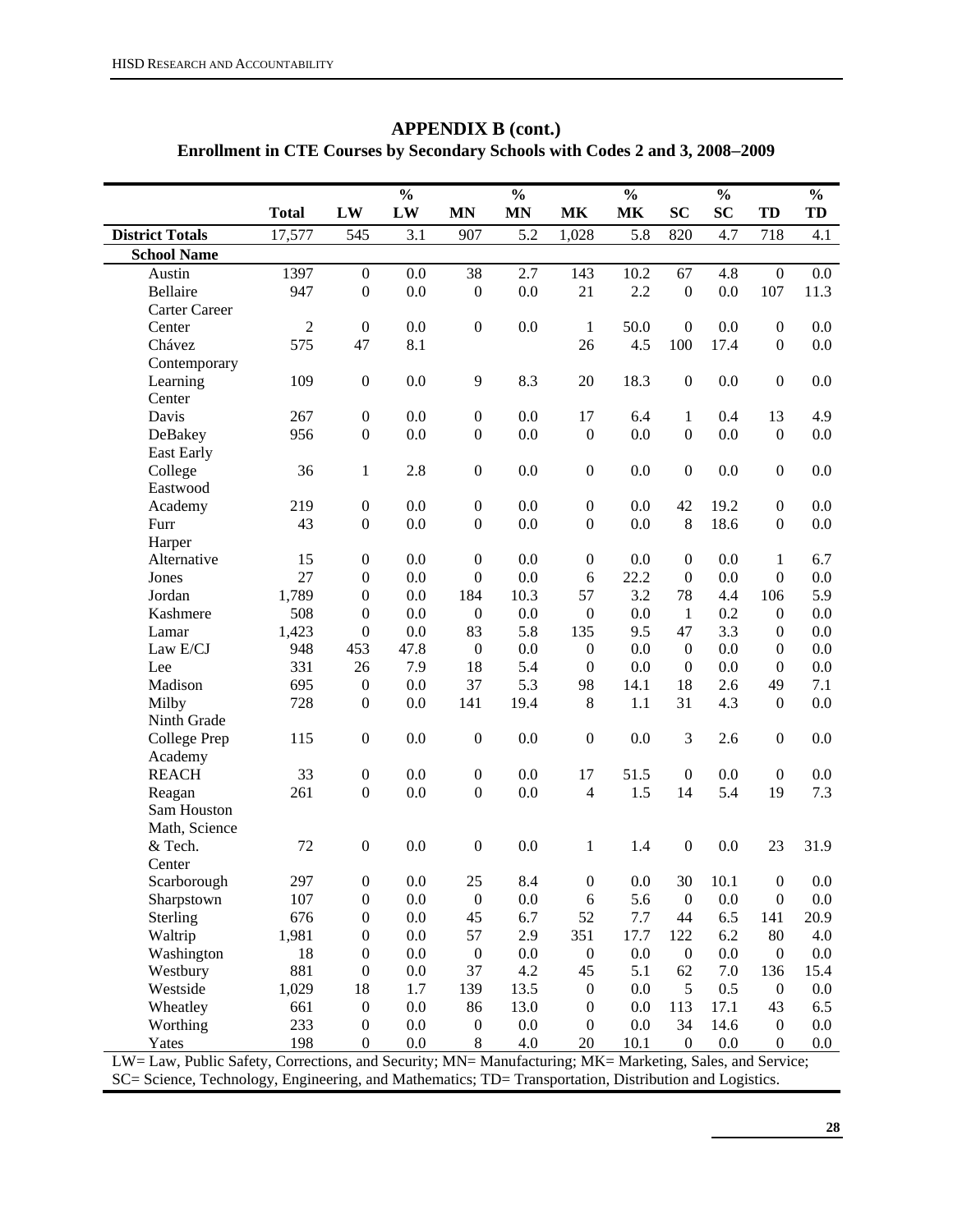## APPENDIX B (cont.)

### Enrollment in CTE Courses by Secondary Schools with Codes 2 and 3, 2008–2009

| | Total | LW | % LW | MN | % MN | MK | % MK | SC | % SC | TD | % TD |
|---|---|---|---|---|---|---|---|---|---|---|---|
| **District Totals** | 17,577 | 545 | 3.1 | 907 | 5.2 | 1,028 | 5.8 | 820 | 4.7 | 718 | 4.1 |
| **School Name** | | | | | | | | | | | |
| Austin | 1397 | 0 | 0.0 | 38 | 2.7 | 143 | 10.2 | 67 | 4.8 | 0 | 0.0 |
| Bellaire | 947 | 0 | 0.0 | 0 | 0.0 | 21 | 2.2 | 0 | 0.0 | 107 | 11.3 |
| Carter Career Center | 2 | 0 | 0.0 | 0 | 0.0 | 1 | 50.0 | 0 | 0.0 | 0 | 0.0 |
| Chávez | 575 | 47 | 8.1 | | | 26 | 4.5 | 100 | 17.4 | 0 | 0.0 |
| Contemporary Learning Center | 109 | 0 | 0.0 | 9 | 8.3 | 20 | 18.3 | 0 | 0.0 | 0 | 0.0 |
| Davis | 267 | 0 | 0.0 | 0 | 0.0 | 17 | 6.4 | 1 | 0.4 | 13 | 4.9 |
| DeBakey | 956 | 0 | 0.0 | 0 | 0.0 | 0 | 0.0 | 0 | 0.0 | 0 | 0.0 |
| East Early College | 36 | 1 | 2.8 | 0 | 0.0 | 0 | 0.0 | 0 | 0.0 | 0 | 0.0 |
| Eastwood Academy | 219 | 0 | 0.0 | 0 | 0.0 | 0 | 0.0 | 42 | 19.2 | 0 | 0.0 |
| Furr | 43 | 0 | 0.0 | 0 | 0.0 | 0 | 0.0 | 8 | 18.6 | 0 | 0.0 |
| Harper Alternative | 15 | 0 | 0.0 | 0 | 0.0 | 0 | 0.0 | 0 | 0.0 | 1 | 6.7 |
| Jones | 27 | 0 | 0.0 | 0 | 0.0 | 6 | 22.2 | 0 | 0.0 | 0 | 0.0 |
| Jordan | 1,789 | 0 | 0.0 | 184 | 10.3 | 57 | 3.2 | 78 | 4.4 | 106 | 5.9 |
| Kashmere | 508 | 0 | 0.0 | 0 | 0.0 | 0 | 0.0 | 1 | 0.2 | 0 | 0.0 |
| Lamar | 1,423 | 0 | 0.0 | 83 | 5.8 | 135 | 9.5 | 47 | 3.3 | 0 | 0.0 |
| Law E/CJ | 948 | 453 | 47.8 | 0 | 0.0 | 0 | 0.0 | 0 | 0.0 | 0 | 0.0 |
| Lee | 331 | 26 | 7.9 | 18 | 5.4 | 0 | 0.0 | 0 | 0.0 | 0 | 0.0 |
| Madison | 695 | 0 | 0.0 | 37 | 5.3 | 98 | 14.1 | 18 | 2.6 | 49 | 7.1 |
| Milby | 728 | 0 | 0.0 | 141 | 19.4 | 8 | 1.1 | 31 | 4.3 | 0 | 0.0 |
| Ninth Grade College Prep | 115 | 0 | 0.0 | 0 | 0.0 | 0 | 0.0 | 3 | 2.6 | 0 | 0.0 |
| Academy REACH | 33 | 0 | 0.0 | 0 | 0.0 | 17 | 51.5 | 0 | 0.0 | 0 | 0.0 |
| Reagan | 261 | 0 | 0.0 | 0 | 0.0 | 4 | 1.5 | 14 | 5.4 | 19 | 7.3 |
| Sam Houston Math, Science & Tech. Center | 72 | 0 | 0.0 | 0 | 0.0 | 1 | 1.4 | 0 | 0.0 | 23 | 31.9 |
| Scarborough | 297 | 0 | 0.0 | 25 | 8.4 | 0 | 0.0 | 30 | 10.1 | 0 | 0.0 |
| Sharpstown | 107 | 0 | 0.0 | 0 | 0.0 | 6 | 5.6 | 0 | 0.0 | 0 | 0.0 |
| Sterling | 676 | 0 | 0.0 | 45 | 6.7 | 52 | 7.7 | 44 | 6.5 | 141 | 20.9 |
| Waltrip | 1,981 | 0 | 0.0 | 57 | 2.9 | 351 | 17.7 | 122 | 6.2 | 80 | 4.0 |
| Washington | 18 | 0 | 0.0 | 0 | 0.0 | 0 | 0.0 | 0 | 0.0 | 0 | 0.0 |
| Westbury | 881 | 0 | 0.0 | 37 | 4.2 | 45 | 5.1 | 62 | 7.0 | 136 | 15.4 |
| Westside | 1,029 | 18 | 1.7 | 139 | 13.5 | 0 | 0.0 | 5 | 0.5 | 0 | 0.0 |
| Wheatley | 661 | 0 | 0.0 | 86 | 13.0 | 0 | 0.0 | 113 | 17.1 | 43 | 6.5 |
| Worthing | 233 | 0 | 0.0 | 0 | 0.0 | 0 | 0.0 | 34 | 14.6 | 0 | 0.0 |
| Yates | 198 | 0 | 0.0 | 8 | 4.0 | 20 | 10.1 | 0 | 0.0 | 0 | 0.0 |

LW= Law, Public Safety, Corrections, and Security; MN= Manufacturing; MK= Marketing, Sales, and Service; SC= Science, Technology, Engineering, and Mathematics; TD= Transportation, Distribution and Logistics.